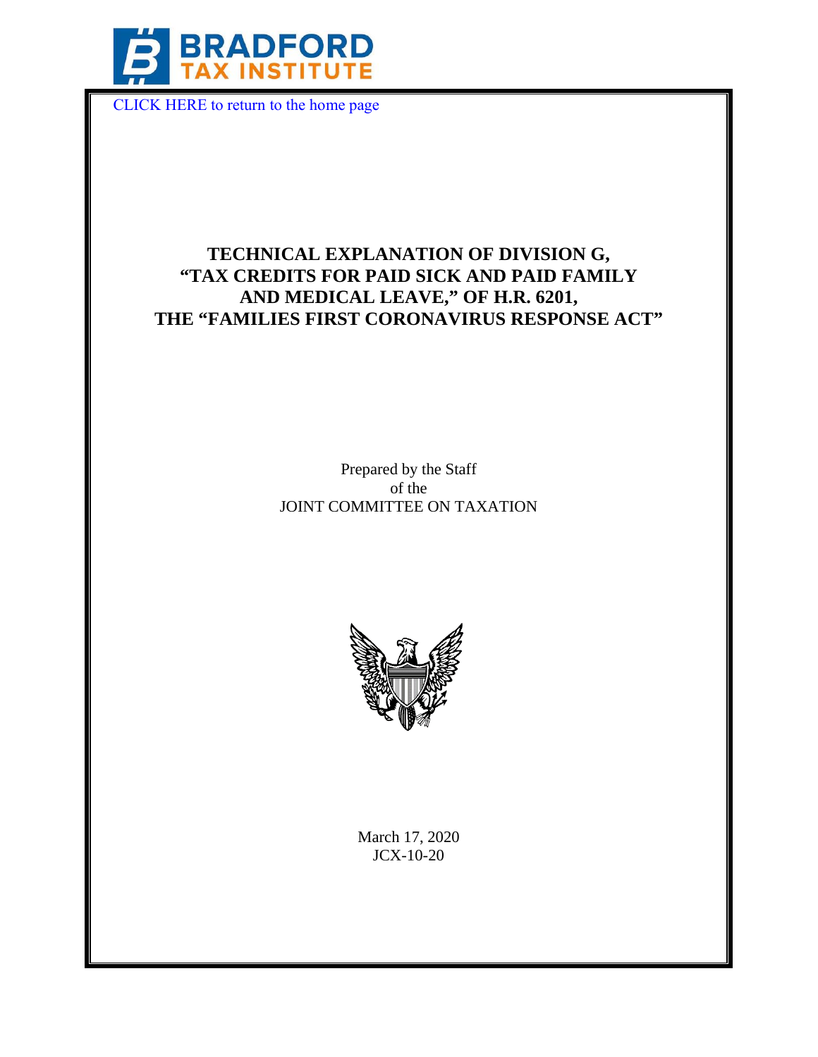BRADFORD TAX INSTITUTE

CLICK HERE to return to the home page

# TECHNICAL EXPLANATION OF DIVISION G, "TAX CREDITS FOR PAID SICK AND PAID FAMILY AND MEDICAL LEAVE," OF H.R. 6201, THE "FAMILIES FIRST CORONAVIRUS RESPONSE ACT"

Prepared by the Staff
of the
JOINT COMMITTEE ON TAXATION

March 17, 2020
JCX-10-20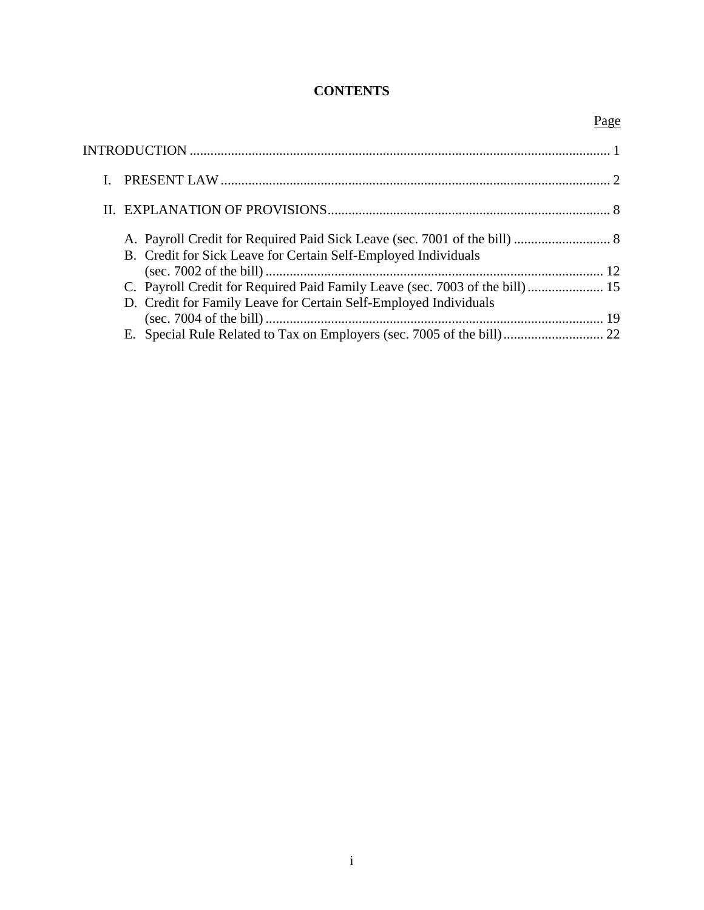# CONTENTS

Page

INTRODUCTION ........................................................................................................................ 1

I. PRESENT LAW ................................................................................................................ 2

II. EXPLANATION OF PROVISIONS................................................................................. 8

- A. Payroll Credit for Required Paid Sick Leave (sec. 7001 of the bill) ............................ 8
- B. Credit for Sick Leave for Certain Self-Employed Individuals (sec. 7002 of the bill) ................................................................................................. 12
- C. Payroll Credit for Required Paid Family Leave (sec. 7003 of the bill) ...................... 15
- D. Credit for Family Leave for Certain Self-Employed Individuals (sec. 7004 of the bill) ................................................................................................. 19
- E. Special Rule Related to Tax on Employers (sec. 7005 of the bill) ............................. 22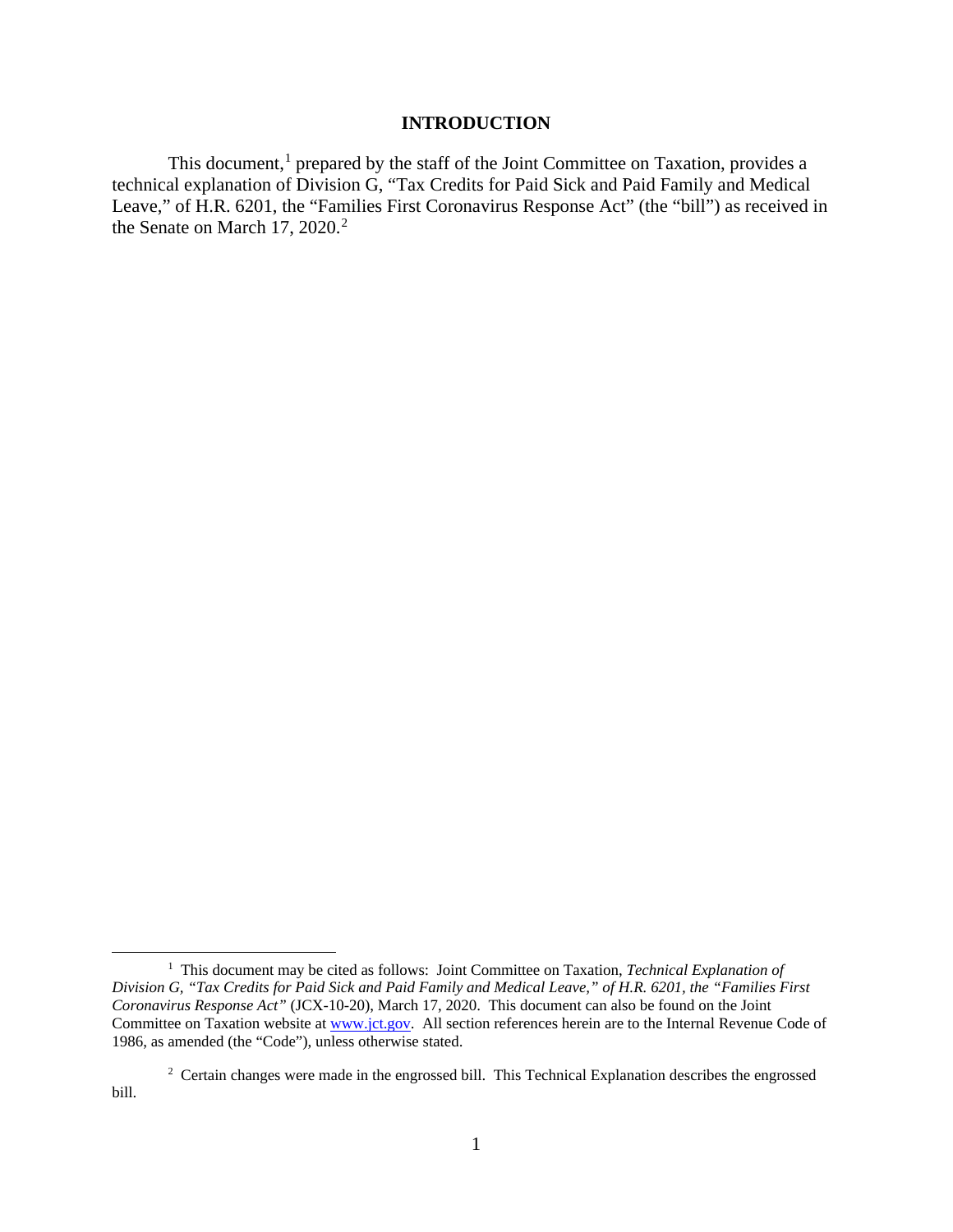# INTRODUCTION

This document,[1] prepared by the staff of the Joint Committee on Taxation, provides a technical explanation of Division G, "Tax Credits for Paid Sick and Paid Family and Medical Leave," of H.R. 6201, the "Families First Coronavirus Response Act" (the "bill") as received in the Senate on March 17, 2020.[2]

---

[1] This document may be cited as follows: Joint Committee on Taxation, *Technical Explanation of Division G, "Tax Credits for Paid Sick and Paid Family and Medical Leave," of H.R. 6201, the "Families First Coronavirus Response Act"* (JCX-10-20), March 17, 2020. This document can also be found on the Joint Committee on Taxation website at www.jct.gov. All section references herein are to the Internal Revenue Code of 1986, as amended (the "Code"), unless otherwise stated.

[2] Certain changes were made in the engrossed bill. This Technical Explanation describes the engrossed bill.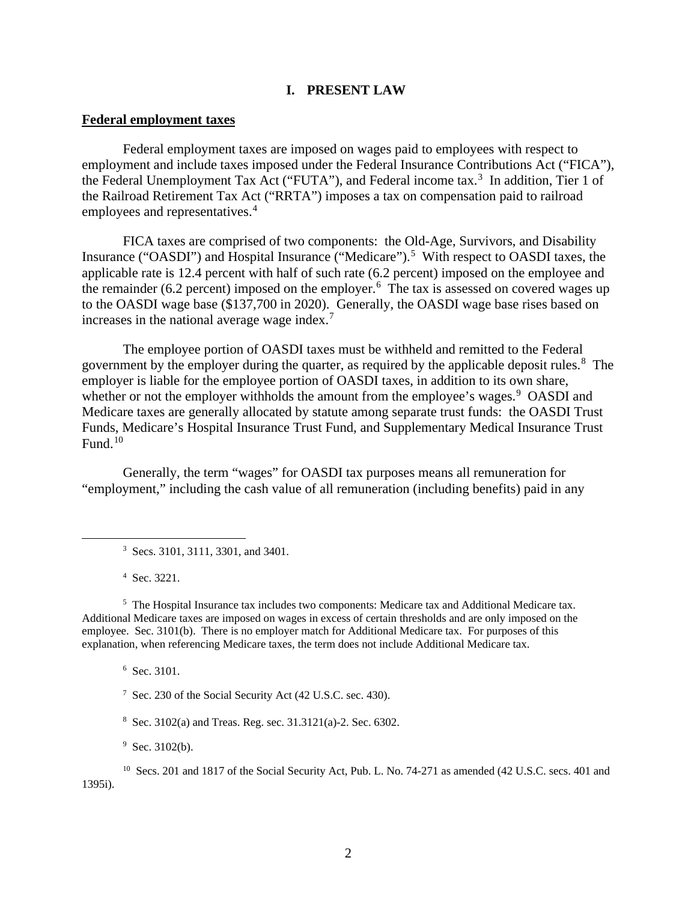# I. PRESENT LAW

## Federal employment taxes

Federal employment taxes are imposed on wages paid to employees with respect to employment and include taxes imposed under the Federal Insurance Contributions Act ("FICA"), the Federal Unemployment Tax Act ("FUTA"), and Federal income tax.[3] In addition, Tier 1 of the Railroad Retirement Tax Act ("RRTA") imposes a tax on compensation paid to railroad employees and representatives.[4]

FICA taxes are comprised of two components: the Old-Age, Survivors, and Disability Insurance ("OASDI") and Hospital Insurance ("Medicare").[5] With respect to OASDI taxes, the applicable rate is 12.4 percent with half of such rate (6.2 percent) imposed on the employee and the remainder (6.2 percent) imposed on the employer.[6] The tax is assessed on covered wages up to the OASDI wage base ($137,700 in 2020). Generally, the OASDI wage base rises based on increases in the national average wage index.[7]

The employee portion of OASDI taxes must be withheld and remitted to the Federal government by the employer during the quarter, as required by the applicable deposit rules.[8] The employer is liable for the employee portion of OASDI taxes, in addition to its own share, whether or not the employer withholds the amount from the employee's wages.[9] OASDI and Medicare taxes are generally allocated by statute among separate trust funds: the OASDI Trust Funds, Medicare's Hospital Insurance Trust Fund, and Supplementary Medical Insurance Trust Fund.[10]

Generally, the term "wages" for OASDI tax purposes means all remuneration for "employment," including the cash value of all remuneration (including benefits) paid in any

---

[3] Secs. 3101, 3111, 3301, and 3401.

[4] Sec. 3221.

[5] The Hospital Insurance tax includes two components: Medicare tax and Additional Medicare tax. Additional Medicare taxes are imposed on wages in excess of certain thresholds and are only imposed on the employee. Sec. 3101(b). There is no employer match for Additional Medicare tax. For purposes of this explanation, when referencing Medicare taxes, the term does not include Additional Medicare tax.

[6] Sec. 3101.

[7] Sec. 230 of the Social Security Act (42 U.S.C. sec. 430).

[8] Sec. 3102(a) and Treas. Reg. sec. 31.3121(a)-2. Sec. 6302.

[9] Sec. 3102(b).

[10] Secs. 201 and 1817 of the Social Security Act, Pub. L. No. 74-271 as amended (42 U.S.C. secs. 401 and 1395i).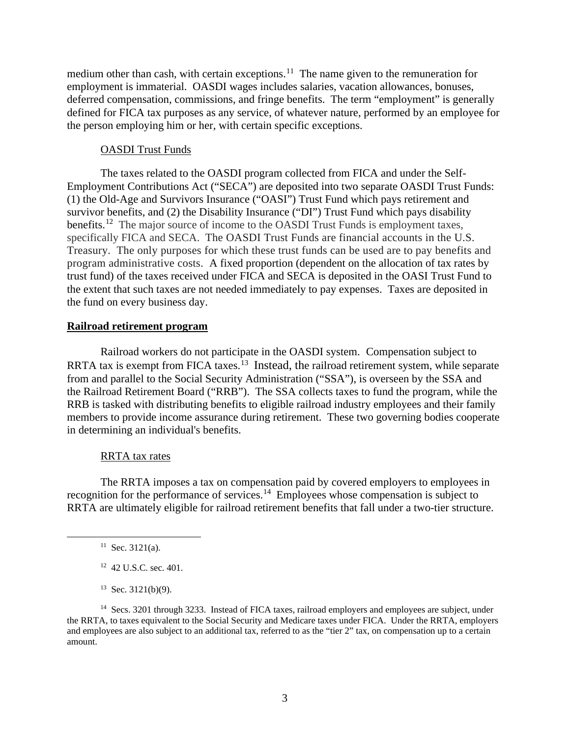medium other than cash, with certain exceptions.[11] The name given to the remuneration for employment is immaterial. OASDI wages includes salaries, vacation allowances, bonuses, deferred compensation, commissions, and fringe benefits. The term "employment" is generally defined for FICA tax purposes as any service, of whatever nature, performed by an employee for the person employing him or her, with certain specific exceptions.

OASDI Trust Funds

The taxes related to the OASDI program collected from FICA and under the Self-Employment Contributions Act ("SECA") are deposited into two separate OASDI Trust Funds: (1) the Old-Age and Survivors Insurance ("OASI") Trust Fund which pays retirement and survivor benefits, and (2) the Disability Insurance ("DI") Trust Fund which pays disability benefits.[12] The major source of income to the OASDI Trust Funds is employment taxes, specifically FICA and SECA. The OASDI Trust Funds are financial accounts in the U.S. Treasury. The only purposes for which these trust funds can be used are to pay benefits and program administrative costs. A fixed proportion (dependent on the allocation of tax rates by trust fund) of the taxes received under FICA and SECA is deposited in the OASI Trust Fund to the extent that such taxes are not needed immediately to pay expenses. Taxes are deposited in the fund on every business day.

## Railroad retirement program

Railroad workers do not participate in the OASDI system. Compensation subject to RRTA tax is exempt from FICA taxes.[13] Instead, the railroad retirement system, while separate from and parallel to the Social Security Administration ("SSA"), is overseen by the SSA and the Railroad Retirement Board ("RRB"). The SSA collects taxes to fund the program, while the RRB is tasked with distributing benefits to eligible railroad industry employees and their family members to provide income assurance during retirement. These two governing bodies cooperate in determining an individual's benefits.

RRTA tax rates

The RRTA imposes a tax on compensation paid by covered employers to employees in recognition for the performance of services.[14] Employees whose compensation is subject to RRTA are ultimately eligible for railroad retirement benefits that fall under a two-tier structure.

---

[11] Sec. 3121(a).

[12] 42 U.S.C. sec. 401.

[13] Sec. 3121(b)(9).

[14] Secs. 3201 through 3233. Instead of FICA taxes, railroad employers and employees are subject, under the RRTA, to taxes equivalent to the Social Security and Medicare taxes under FICA. Under the RRTA, employers and employees are also subject to an additional tax, referred to as the "tier 2" tax, on compensation up to a certain amount.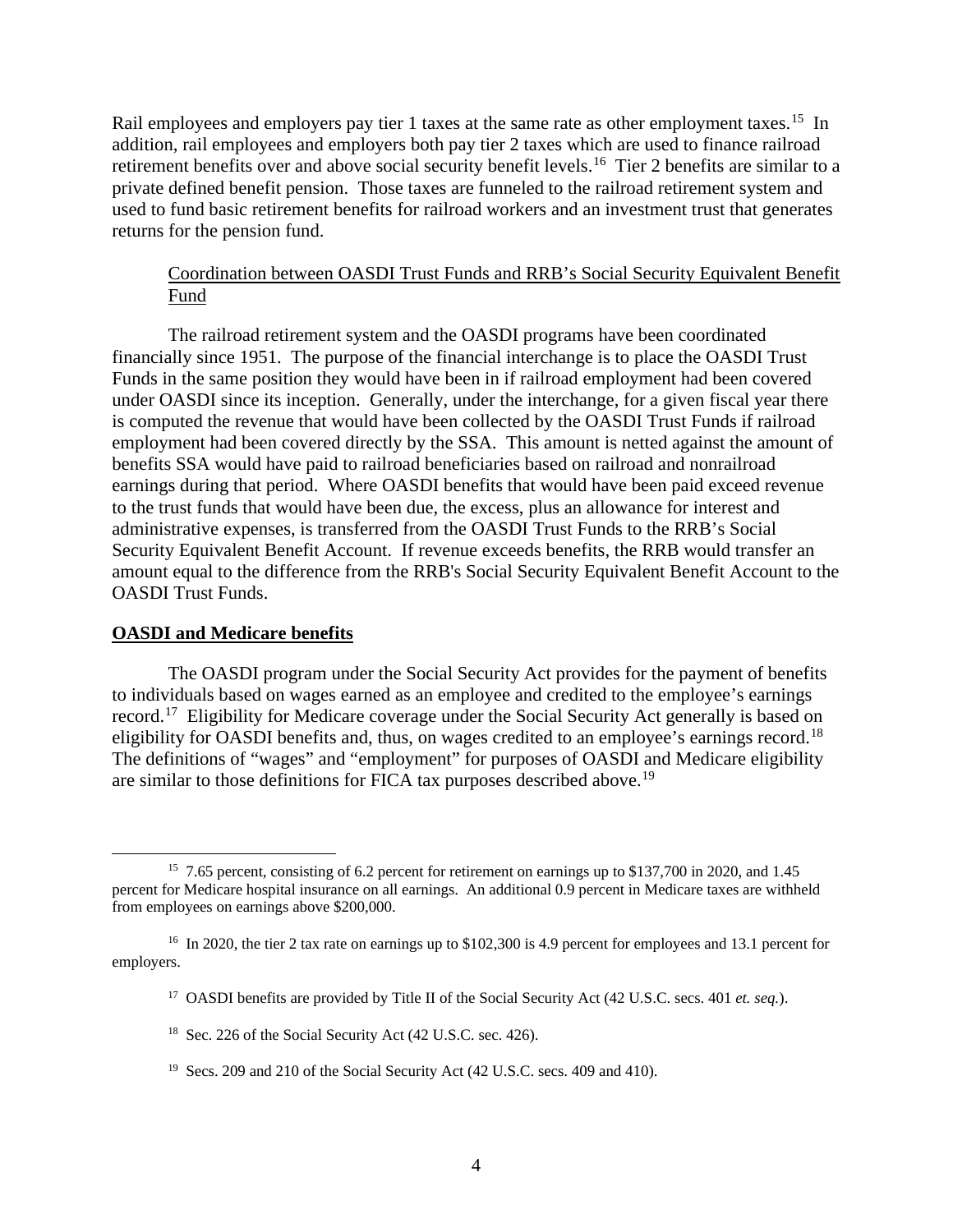Rail employees and employers pay tier 1 taxes at the same rate as other employment taxes.[15] In addition, rail employees and employers both pay tier 2 taxes which are used to finance railroad retirement benefits over and above social security benefit levels.[16] Tier 2 benefits are similar to a private defined benefit pension. Those taxes are funneled to the railroad retirement system and used to fund basic retirement benefits for railroad workers and an investment trust that generates returns for the pension fund.

Coordination between OASDI Trust Funds and RRB's Social Security Equivalent Benefit Fund

The railroad retirement system and the OASDI programs have been coordinated financially since 1951. The purpose of the financial interchange is to place the OASDI Trust Funds in the same position they would have been in if railroad employment had been covered under OASDI since its inception. Generally, under the interchange, for a given fiscal year there is computed the revenue that would have been collected by the OASDI Trust Funds if railroad employment had been covered directly by the SSA. This amount is netted against the amount of benefits SSA would have paid to railroad beneficiaries based on railroad and nonrailroad earnings during that period. Where OASDI benefits that would have been paid exceed revenue to the trust funds that would have been due, the excess, plus an allowance for interest and administrative expenses, is transferred from the OASDI Trust Funds to the RRB's Social Security Equivalent Benefit Account. If revenue exceeds benefits, the RRB would transfer an amount equal to the difference from the RRB's Social Security Equivalent Benefit Account to the OASDI Trust Funds.

**OASDI and Medicare benefits**

The OASDI program under the Social Security Act provides for the payment of benefits to individuals based on wages earned as an employee and credited to the employee's earnings record.[17] Eligibility for Medicare coverage under the Social Security Act generally is based on eligibility for OASDI benefits and, thus, on wages credited to an employee's earnings record.[18] The definitions of "wages" and "employment" for purposes of OASDI and Medicare eligibility are similar to those definitions for FICA tax purposes described above.[19]

---

[15] 7.65 percent, consisting of 6.2 percent for retirement on earnings up to $137,700 in 2020, and 1.45 percent for Medicare hospital insurance on all earnings. An additional 0.9 percent in Medicare taxes are withheld from employees on earnings above $200,000.

[16] In 2020, the tier 2 tax rate on earnings up to $102,300 is 4.9 percent for employees and 13.1 percent for employers.

[17] OASDI benefits are provided by Title II of the Social Security Act (42 U.S.C. secs. 401 *et. seq.*).

[18] Sec. 226 of the Social Security Act (42 U.S.C. sec. 426).

[19] Secs. 209 and 210 of the Social Security Act (42 U.S.C. secs. 409 and 410).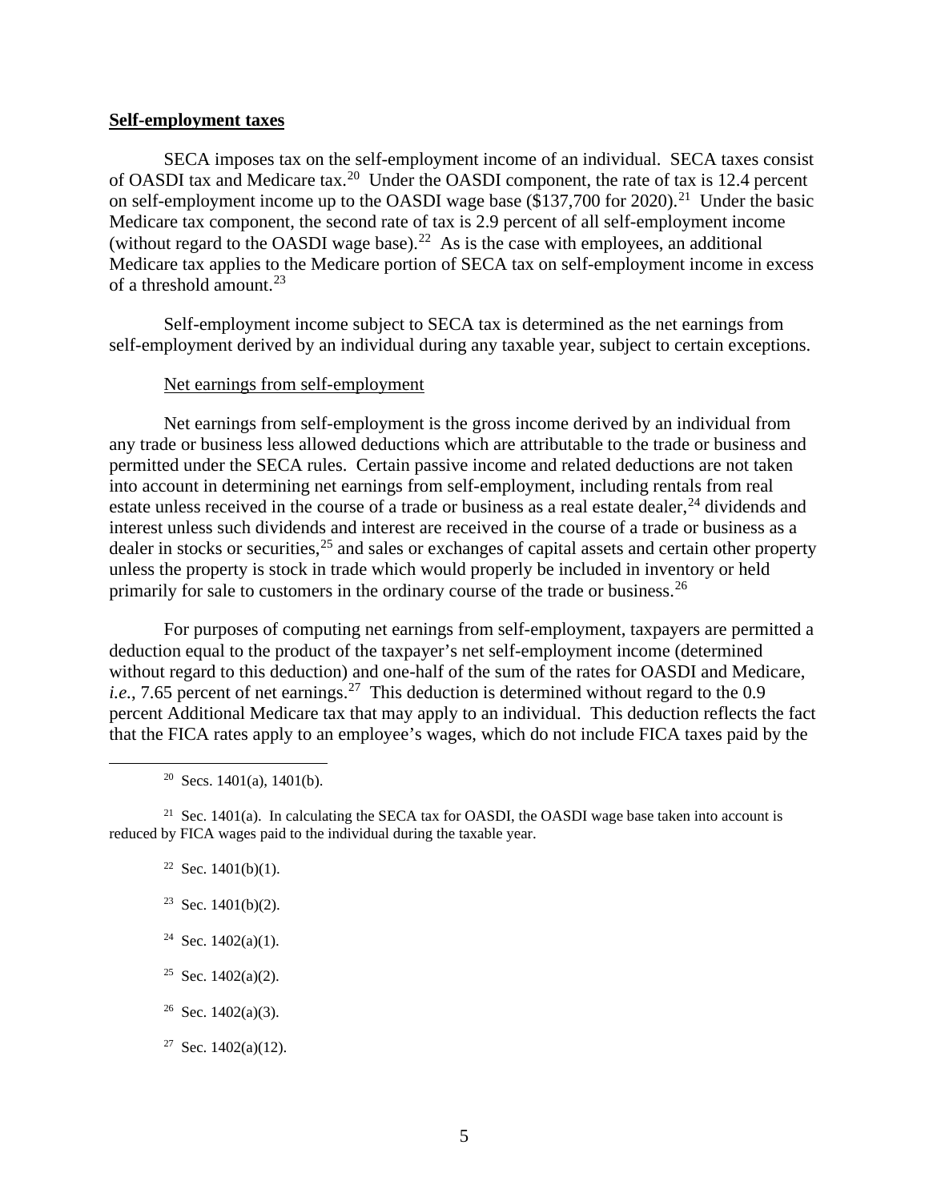**Self-employment taxes**

SECA imposes tax on the self-employment income of an individual. SECA taxes consist of OASDI tax and Medicare tax.[20] Under the OASDI component, the rate of tax is 12.4 percent on self-employment income up to the OASDI wage base ($137,700 for 2020).[21] Under the basic Medicare tax component, the second rate of tax is 2.9 percent of all self-employment income (without regard to the OASDI wage base).[22] As is the case with employees, an additional Medicare tax applies to the Medicare portion of SECA tax on self-employment income in excess of a threshold amount.[23]

Self-employment income subject to SECA tax is determined as the net earnings from self-employment derived by an individual during any taxable year, subject to certain exceptions.

Net earnings from self-employment

Net earnings from self-employment is the gross income derived by an individual from any trade or business less allowed deductions which are attributable to the trade or business and permitted under the SECA rules. Certain passive income and related deductions are not taken into account in determining net earnings from self-employment, including rentals from real estate unless received in the course of a trade or business as a real estate dealer,[24] dividends and interest unless such dividends and interest are received in the course of a trade or business as a dealer in stocks or securities,[25] and sales or exchanges of capital assets and certain other property unless the property is stock in trade which would properly be included in inventory or held primarily for sale to customers in the ordinary course of the trade or business.[26]

For purposes of computing net earnings from self-employment, taxpayers are permitted a deduction equal to the product of the taxpayer's net self-employment income (determined without regard to this deduction) and one-half of the sum of the rates for OASDI and Medicare, *i.e.*, 7.65 percent of net earnings.[27] This deduction is determined without regard to the 0.9 percent Additional Medicare tax that may apply to an individual. This deduction reflects the fact that the FICA rates apply to an employee's wages, which do not include FICA taxes paid by the

---

[20] Secs. 1401(a), 1401(b).

[21] Sec. 1401(a). In calculating the SECA tax for OASDI, the OASDI wage base taken into account is reduced by FICA wages paid to the individual during the taxable year.

[22] Sec. 1401(b)(1).

[23] Sec. 1401(b)(2).

[24] Sec. 1402(a)(1).

[25] Sec. 1402(a)(2).

[26] Sec. 1402(a)(3).

[27] Sec. 1402(a)(12).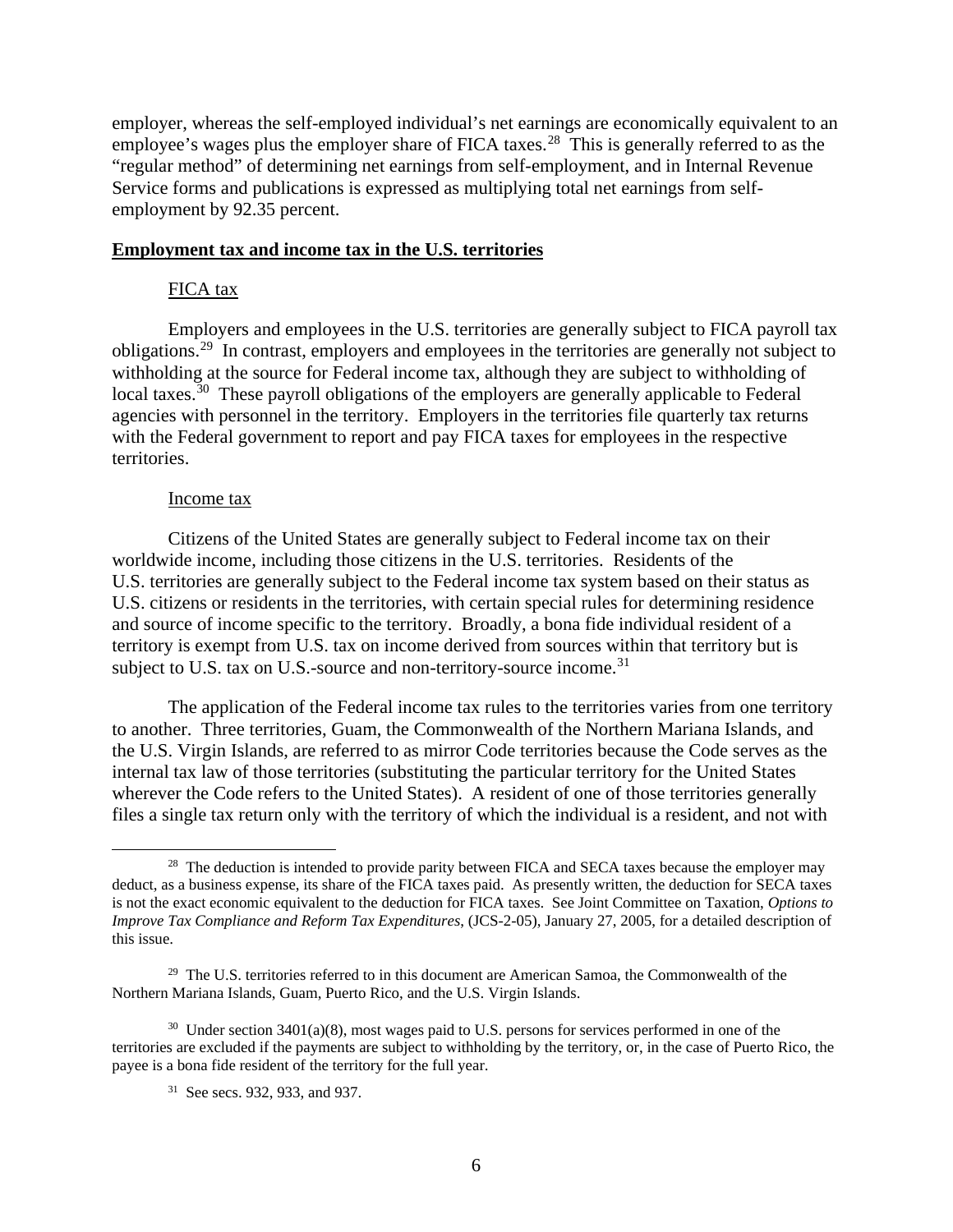employer, whereas the self-employed individual's net earnings are economically equivalent to an employee's wages plus the employer share of FICA taxes.[28] This is generally referred to as the "regular method" of determining net earnings from self-employment, and in Internal Revenue Service forms and publications is expressed as multiplying total net earnings from self-employment by 92.35 percent.

## Employment tax and income tax in the U.S. territories

### FICA tax

Employers and employees in the U.S. territories are generally subject to FICA payroll tax obligations.[29] In contrast, employers and employees in the territories are generally not subject to withholding at the source for Federal income tax, although they are subject to withholding of local taxes.[30] These payroll obligations of the employers are generally applicable to Federal agencies with personnel in the territory. Employers in the territories file quarterly tax returns with the Federal government to report and pay FICA taxes for employees in the respective territories.

### Income tax

Citizens of the United States are generally subject to Federal income tax on their worldwide income, including those citizens in the U.S. territories. Residents of the U.S. territories are generally subject to the Federal income tax system based on their status as U.S. citizens or residents in the territories, with certain special rules for determining residence and source of income specific to the territory. Broadly, a bona fide individual resident of a territory is exempt from U.S. tax on income derived from sources within that territory but is subject to U.S. tax on U.S.-source and non-territory-source income.[31]

The application of the Federal income tax rules to the territories varies from one territory to another. Three territories, Guam, the Commonwealth of the Northern Mariana Islands, and the U.S. Virgin Islands, are referred to as mirror Code territories because the Code serves as the internal tax law of those territories (substituting the particular territory for the United States wherever the Code refers to the United States). A resident of one of those territories generally files a single tax return only with the territory of which the individual is a resident, and not with

---

[28] The deduction is intended to provide parity between FICA and SECA taxes because the employer may deduct, as a business expense, its share of the FICA taxes paid. As presently written, the deduction for SECA taxes is not the exact economic equivalent to the deduction for FICA taxes. See Joint Committee on Taxation, *Options to Improve Tax Compliance and Reform Tax Expenditures*, (JCS-2-05), January 27, 2005, for a detailed description of this issue.

[29] The U.S. territories referred to in this document are American Samoa, the Commonwealth of the Northern Mariana Islands, Guam, Puerto Rico, and the U.S. Virgin Islands.

[30] Under section 3401(a)(8), most wages paid to U.S. persons for services performed in one of the territories are excluded if the payments are subject to withholding by the territory, or, in the case of Puerto Rico, the payee is a bona fide resident of the territory for the full year.

[31] See secs. 932, 933, and 937.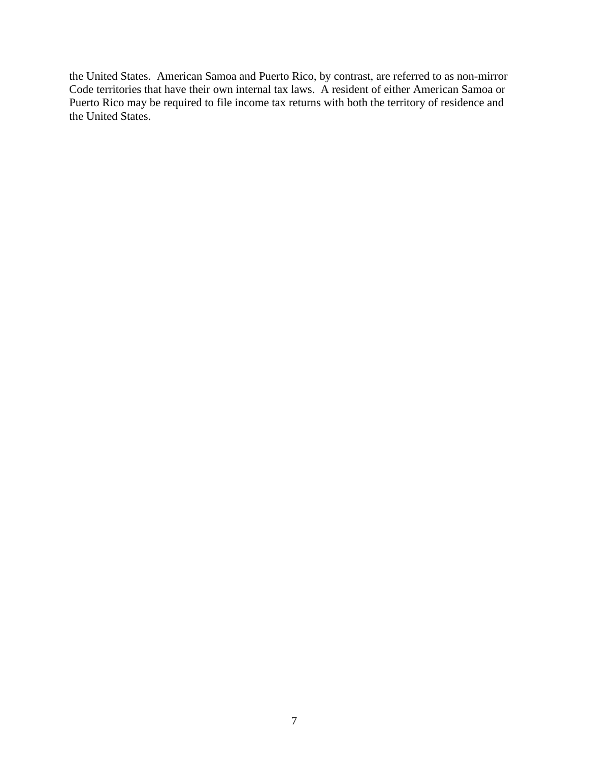the United States. American Samoa and Puerto Rico, by contrast, are referred to as non-mirror Code territories that have their own internal tax laws. A resident of either American Samoa or Puerto Rico may be required to file income tax returns with both the territory of residence and the United States.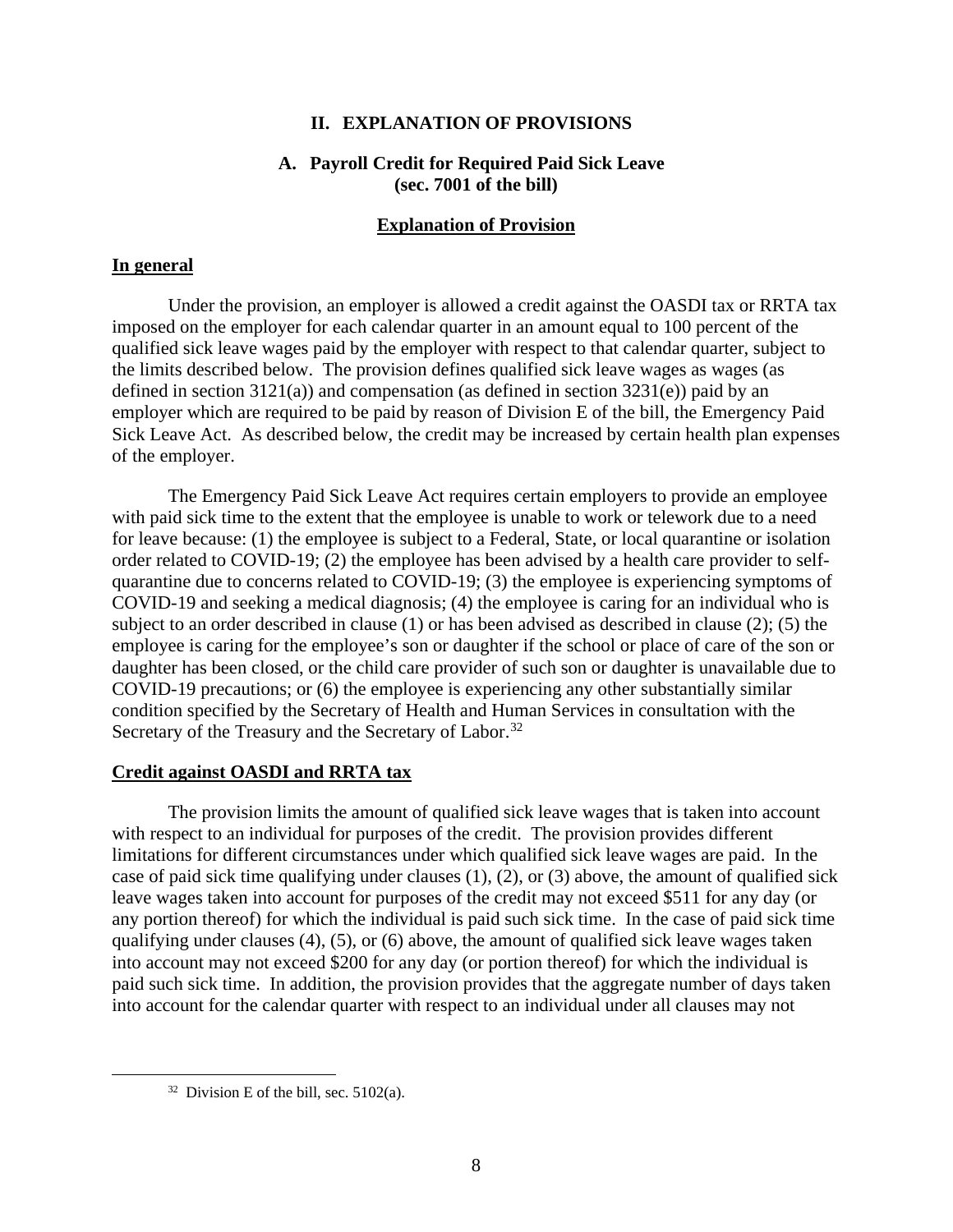## II. EXPLANATION OF PROVISIONS

### A. Payroll Credit for Required Paid Sick Leave (sec. 7001 of the bill)

#### Explanation of Provision

**In general**

Under the provision, an employer is allowed a credit against the OASDI tax or RRTA tax imposed on the employer for each calendar quarter in an amount equal to 100 percent of the qualified sick leave wages paid by the employer with respect to that calendar quarter, subject to the limits described below. The provision defines qualified sick leave wages as wages (as defined in section 3121(a)) and compensation (as defined in section 3231(e)) paid by an employer which are required to be paid by reason of Division E of the bill, the Emergency Paid Sick Leave Act. As described below, the credit may be increased by certain health plan expenses of the employer.

The Emergency Paid Sick Leave Act requires certain employers to provide an employee with paid sick time to the extent that the employee is unable to work or telework due to a need for leave because: (1) the employee is subject to a Federal, State, or local quarantine or isolation order related to COVID-19; (2) the employee has been advised by a health care provider to self-quarantine due to concerns related to COVID-19; (3) the employee is experiencing symptoms of COVID-19 and seeking a medical diagnosis; (4) the employee is caring for an individual who is subject to an order described in clause (1) or has been advised as described in clause (2); (5) the employee is caring for the employee's son or daughter if the school or place of care of the son or daughter has been closed, or the child care provider of such son or daughter is unavailable due to COVID-19 precautions; or (6) the employee is experiencing any other substantially similar condition specified by the Secretary of Health and Human Services in consultation with the Secretary of the Treasury and the Secretary of Labor.[32]

**Credit against OASDI and RRTA tax**

The provision limits the amount of qualified sick leave wages that is taken into account with respect to an individual for purposes of the credit. The provision provides different limitations for different circumstances under which qualified sick leave wages are paid. In the case of paid sick time qualifying under clauses (1), (2), or (3) above, the amount of qualified sick leave wages taken into account for purposes of the credit may not exceed $511 for any day (or any portion thereof) for which the individual is paid such sick time. In the case of paid sick time qualifying under clauses (4), (5), or (6) above, the amount of qualified sick leave wages taken into account may not exceed $200 for any day (or portion thereof) for which the individual is paid such sick time. In addition, the provision provides that the aggregate number of days taken into account for the calendar quarter with respect to an individual under all clauses may not

[32] Division E of the bill, sec. 5102(a).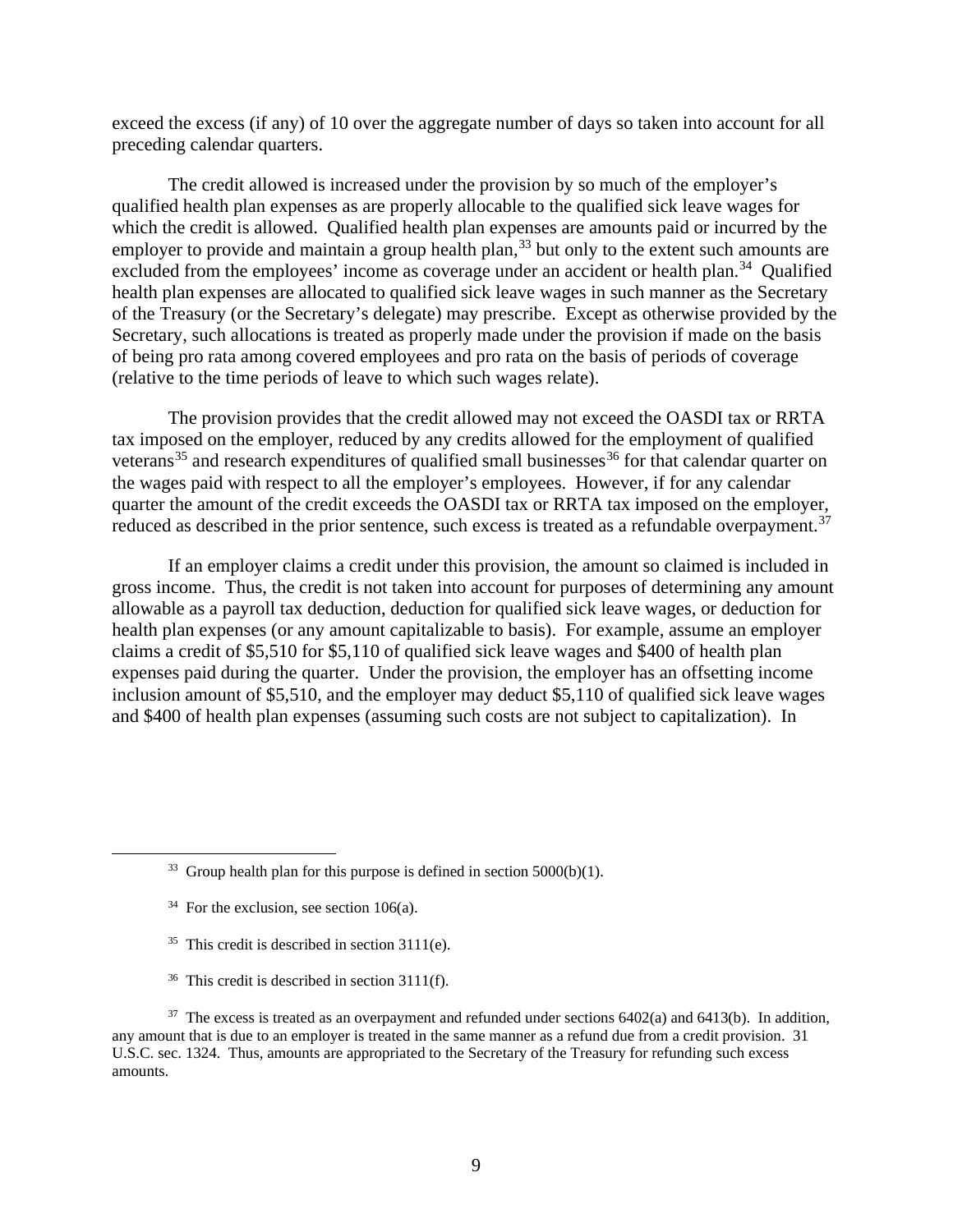exceed the excess (if any) of 10 over the aggregate number of days so taken into account for all preceding calendar quarters.

The credit allowed is increased under the provision by so much of the employer's qualified health plan expenses as are properly allocable to the qualified sick leave wages for which the credit is allowed. Qualified health plan expenses are amounts paid or incurred by the employer to provide and maintain a group health plan,[33] but only to the extent such amounts are excluded from the employees' income as coverage under an accident or health plan.[34] Qualified health plan expenses are allocated to qualified sick leave wages in such manner as the Secretary of the Treasury (or the Secretary's delegate) may prescribe. Except as otherwise provided by the Secretary, such allocations is treated as properly made under the provision if made on the basis of being pro rata among covered employees and pro rata on the basis of periods of coverage (relative to the time periods of leave to which such wages relate).

The provision provides that the credit allowed may not exceed the OASDI tax or RRTA tax imposed on the employer, reduced by any credits allowed for the employment of qualified veterans[35] and research expenditures of qualified small businesses[36] for that calendar quarter on the wages paid with respect to all the employer's employees. However, if for any calendar quarter the amount of the credit exceeds the OASDI tax or RRTA tax imposed on the employer, reduced as described in the prior sentence, such excess is treated as a refundable overpayment.[37]

If an employer claims a credit under this provision, the amount so claimed is included in gross income. Thus, the credit is not taken into account for purposes of determining any amount allowable as a payroll tax deduction, deduction for qualified sick leave wages, or deduction for health plan expenses (or any amount capitalizable to basis). For example, assume an employer claims a credit of $5,510 for $5,110 of qualified sick leave wages and $400 of health plan expenses paid during the quarter. Under the provision, the employer has an offsetting income inclusion amount of $5,510, and the employer may deduct $5,110 of qualified sick leave wages and $400 of health plan expenses (assuming such costs are not subject to capitalization). In

---

[33] Group health plan for this purpose is defined in section 5000(b)(1).

[34] For the exclusion, see section 106(a).

[35] This credit is described in section 3111(e).

[36] This credit is described in section 3111(f).

[37] The excess is treated as an overpayment and refunded under sections 6402(a) and 6413(b). In addition, any amount that is due to an employer is treated in the same manner as a refund due from a credit provision. 31 U.S.C. sec. 1324. Thus, amounts are appropriated to the Secretary of the Treasury for refunding such excess amounts.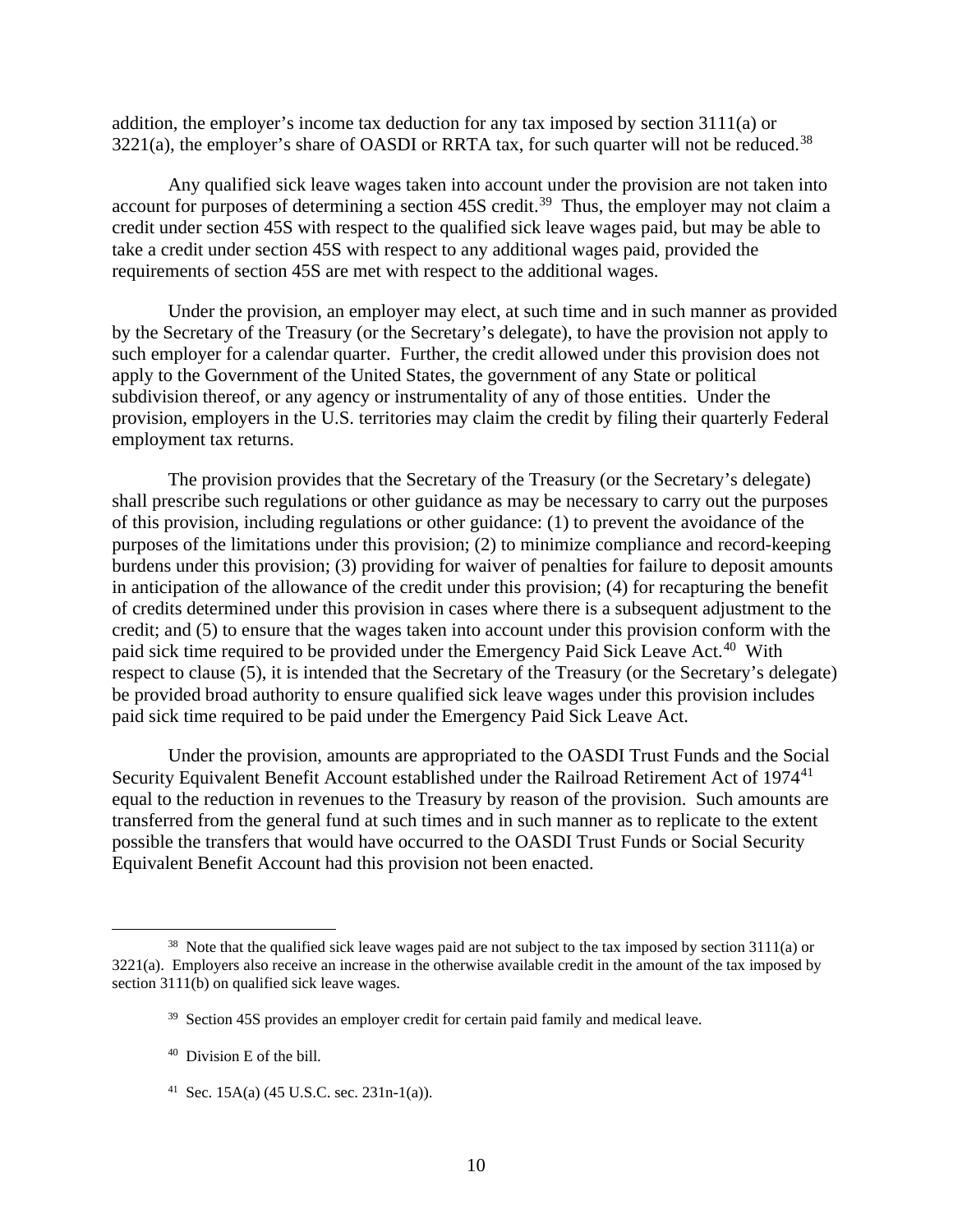addition, the employer's income tax deduction for any tax imposed by section 3111(a) or 3221(a), the employer's share of OASDI or RRTA tax, for such quarter will not be reduced.[38]

Any qualified sick leave wages taken into account under the provision are not taken into account for purposes of determining a section 45S credit.[39] Thus, the employer may not claim a credit under section 45S with respect to the qualified sick leave wages paid, but may be able to take a credit under section 45S with respect to any additional wages paid, provided the requirements of section 45S are met with respect to the additional wages.

Under the provision, an employer may elect, at such time and in such manner as provided by the Secretary of the Treasury (or the Secretary's delegate), to have the provision not apply to such employer for a calendar quarter. Further, the credit allowed under this provision does not apply to the Government of the United States, the government of any State or political subdivision thereof, or any agency or instrumentality of any of those entities. Under the provision, employers in the U.S. territories may claim the credit by filing their quarterly Federal employment tax returns.

The provision provides that the Secretary of the Treasury (or the Secretary's delegate) shall prescribe such regulations or other guidance as may be necessary to carry out the purposes of this provision, including regulations or other guidance: (1) to prevent the avoidance of the purposes of the limitations under this provision; (2) to minimize compliance and record-keeping burdens under this provision; (3) providing for waiver of penalties for failure to deposit amounts in anticipation of the allowance of the credit under this provision; (4) for recapturing the benefit of credits determined under this provision in cases where there is a subsequent adjustment to the credit; and (5) to ensure that the wages taken into account under this provision conform with the paid sick time required to be provided under the Emergency Paid Sick Leave Act.[40] With respect to clause (5), it is intended that the Secretary of the Treasury (or the Secretary's delegate) be provided broad authority to ensure qualified sick leave wages under this provision includes paid sick time required to be paid under the Emergency Paid Sick Leave Act.

Under the provision, amounts are appropriated to the OASDI Trust Funds and the Social Security Equivalent Benefit Account established under the Railroad Retirement Act of 1974[41] equal to the reduction in revenues to the Treasury by reason of the provision. Such amounts are transferred from the general fund at such times and in such manner as to replicate to the extent possible the transfers that would have occurred to the OASDI Trust Funds or Social Security Equivalent Benefit Account had this provision not been enacted.

---

[38] Note that the qualified sick leave wages paid are not subject to the tax imposed by section 3111(a) or 3221(a). Employers also receive an increase in the otherwise available credit in the amount of the tax imposed by section 3111(b) on qualified sick leave wages.

[39] Section 45S provides an employer credit for certain paid family and medical leave.

[40] Division E of the bill.

[41] Sec. 15A(a) (45 U.S.C. sec. 231n-1(a)).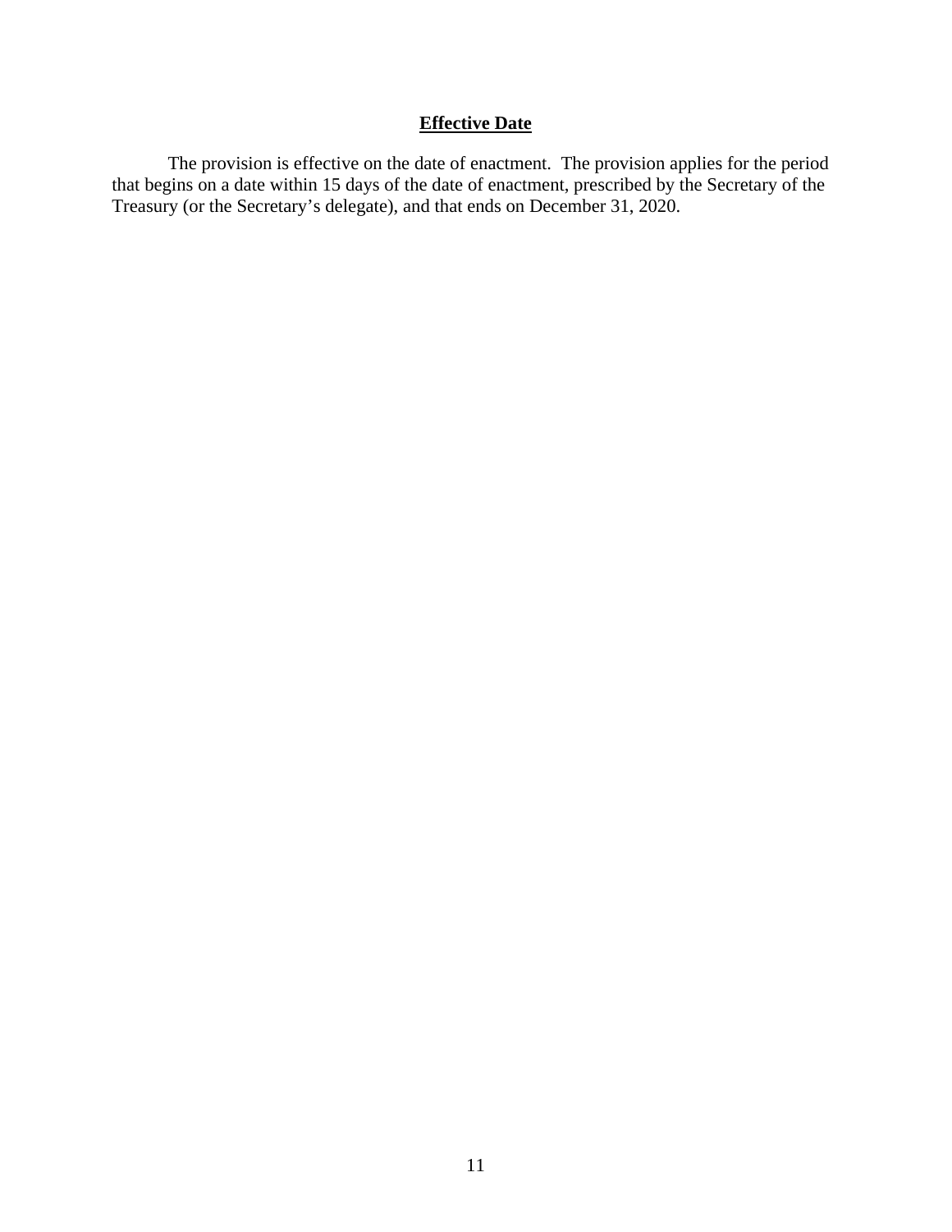## Effective Date

The provision is effective on the date of enactment. The provision applies for the period that begins on a date within 15 days of the date of enactment, prescribed by the Secretary of the Treasury (or the Secretary's delegate), and that ends on December 31, 2020.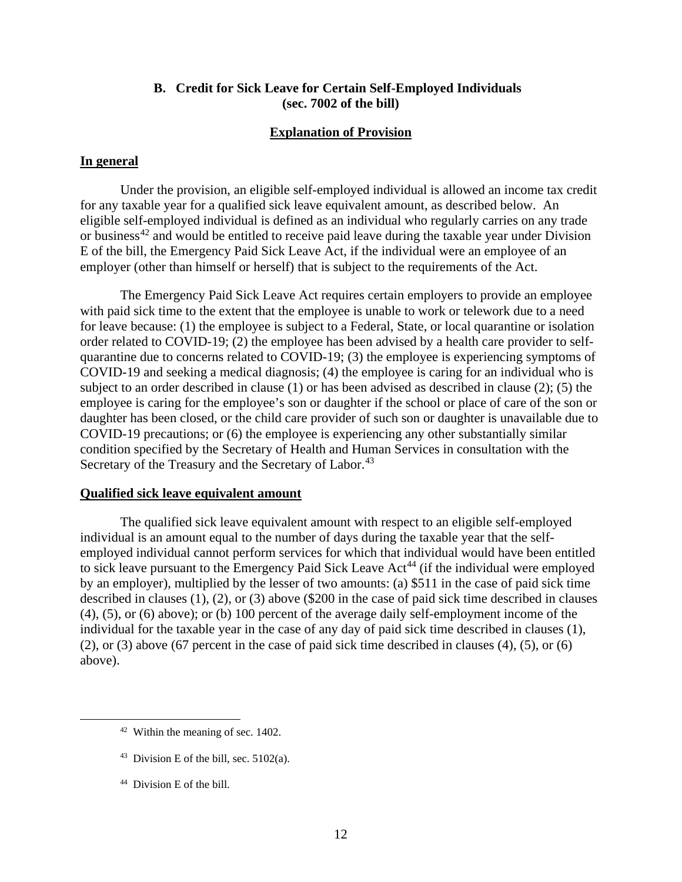## B. Credit for Sick Leave for Certain Self-Employed Individuals (sec. 7002 of the bill)

### Explanation of Provision

**In general**

Under the provision, an eligible self-employed individual is allowed an income tax credit for any taxable year for a qualified sick leave equivalent amount, as described below. An eligible self-employed individual is defined as an individual who regularly carries on any trade or business[42] and would be entitled to receive paid leave during the taxable year under Division E of the bill, the Emergency Paid Sick Leave Act, if the individual were an employee of an employer (other than himself or herself) that is subject to the requirements of the Act.

The Emergency Paid Sick Leave Act requires certain employers to provide an employee with paid sick time to the extent that the employee is unable to work or telework due to a need for leave because: (1) the employee is subject to a Federal, State, or local quarantine or isolation order related to COVID-19; (2) the employee has been advised by a health care provider to self-quarantine due to concerns related to COVID-19; (3) the employee is experiencing symptoms of COVID-19 and seeking a medical diagnosis; (4) the employee is caring for an individual who is subject to an order described in clause (1) or has been advised as described in clause (2); (5) the employee is caring for the employee's son or daughter if the school or place of care of the son or daughter has been closed, or the child care provider of such son or daughter is unavailable due to COVID-19 precautions; or (6) the employee is experiencing any other substantially similar condition specified by the Secretary of Health and Human Services in consultation with the Secretary of the Treasury and the Secretary of Labor.[43]

**Qualified sick leave equivalent amount**

The qualified sick leave equivalent amount with respect to an eligible self-employed individual is an amount equal to the number of days during the taxable year that the self-employed individual cannot perform services for which that individual would have been entitled to sick leave pursuant to the Emergency Paid Sick Leave Act[44] (if the individual were employed by an employer), multiplied by the lesser of two amounts: (a) $511 in the case of paid sick time described in clauses (1), (2), or (3) above ($200 in the case of paid sick time described in clauses (4), (5), or (6) above); or (b) 100 percent of the average daily self-employment income of the individual for the taxable year in the case of any day of paid sick time described in clauses (1), (2), or (3) above (67 percent in the case of paid sick time described in clauses (4), (5), or (6) above).

---

[42] Within the meaning of sec. 1402.

[43] Division E of the bill, sec. 5102(a).

[44] Division E of the bill.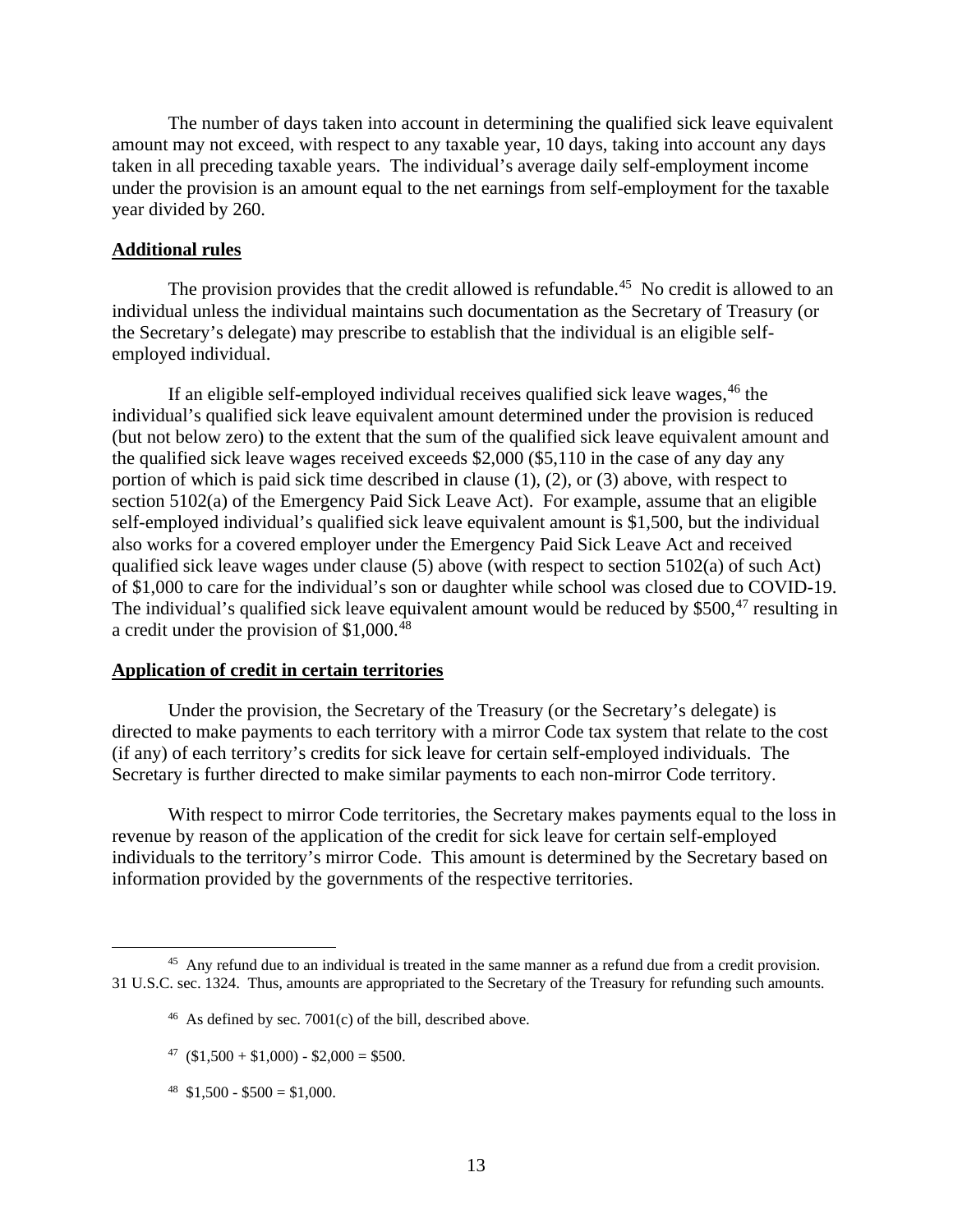The number of days taken into account in determining the qualified sick leave equivalent amount may not exceed, with respect to any taxable year, 10 days, taking into account any days taken in all preceding taxable years. The individual's average daily self-employment income under the provision is an amount equal to the net earnings from self-employment for the taxable year divided by 260.

**Additional rules**

The provision provides that the credit allowed is refundable.[45] No credit is allowed to an individual unless the individual maintains such documentation as the Secretary of Treasury (or the Secretary's delegate) may prescribe to establish that the individual is an eligible self-employed individual.

If an eligible self-employed individual receives qualified sick leave wages,[46] the individual's qualified sick leave equivalent amount determined under the provision is reduced (but not below zero) to the extent that the sum of the qualified sick leave equivalent amount and the qualified sick leave wages received exceeds $2,000 ($5,110 in the case of any day any portion of which is paid sick time described in clause (1), (2), or (3) above, with respect to section 5102(a) of the Emergency Paid Sick Leave Act). For example, assume that an eligible self-employed individual's qualified sick leave equivalent amount is $1,500, but the individual also works for a covered employer under the Emergency Paid Sick Leave Act and received qualified sick leave wages under clause (5) above (with respect to section 5102(a) of such Act) of $1,000 to care for the individual's son or daughter while school was closed due to COVID-19. The individual's qualified sick leave equivalent amount would be reduced by $500,[47] resulting in a credit under the provision of $1,000.[48]

**Application of credit in certain territories**

Under the provision, the Secretary of the Treasury (or the Secretary's delegate) is directed to make payments to each territory with a mirror Code tax system that relate to the cost (if any) of each territory's credits for sick leave for certain self-employed individuals. The Secretary is further directed to make similar payments to each non-mirror Code territory.

With respect to mirror Code territories, the Secretary makes payments equal to the loss in revenue by reason of the application of the credit for sick leave for certain self-employed individuals to the territory's mirror Code. This amount is determined by the Secretary based on information provided by the governments of the respective territories.

---

[45] Any refund due to an individual is treated in the same manner as a refund due from a credit provision. 31 U.S.C. sec. 1324. Thus, amounts are appropriated to the Secretary of the Treasury for refunding such amounts.

[46] As defined by sec. 7001(c) of the bill, described above.

[47] ($1,500 + $1,000) - $2,000 = $500.

[48] $1,500 - $500 = $1,000.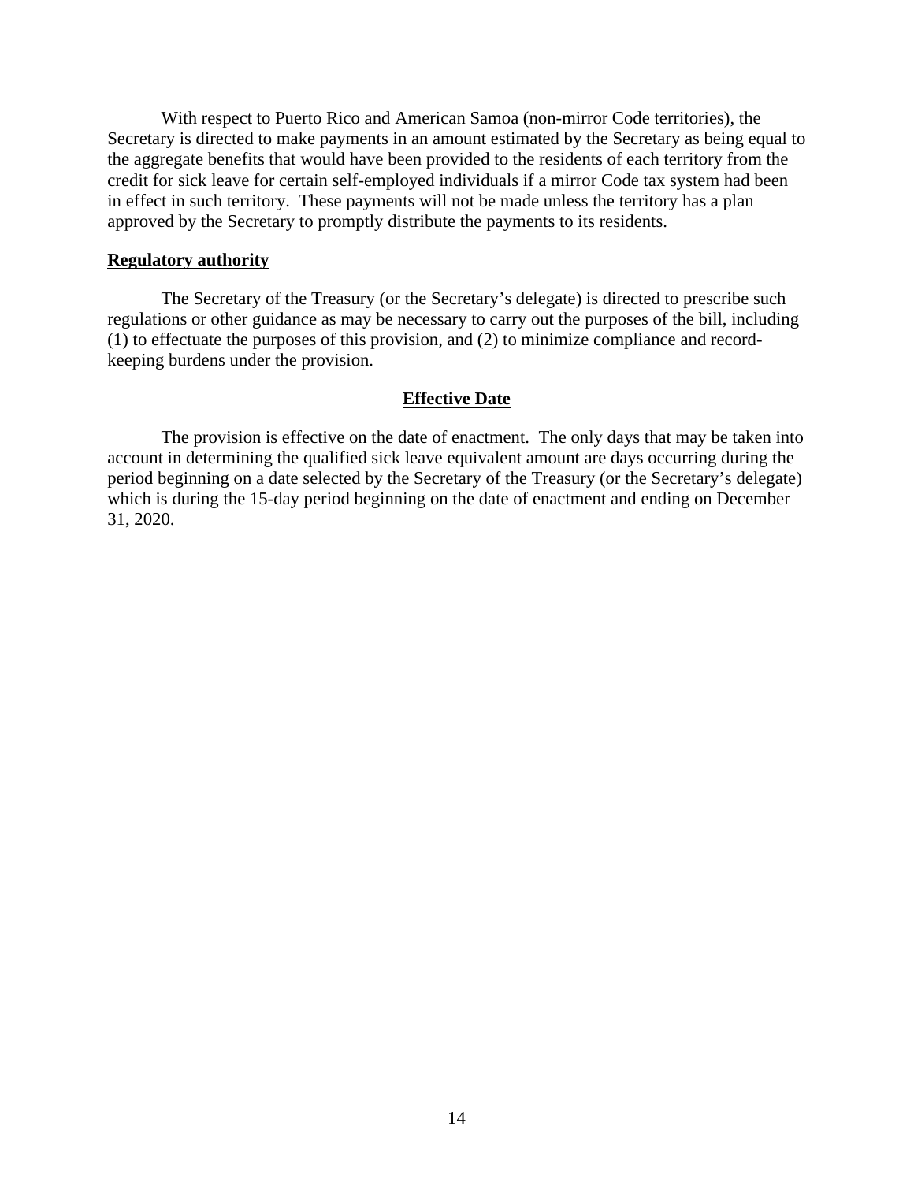With respect to Puerto Rico and American Samoa (non-mirror Code territories), the Secretary is directed to make payments in an amount estimated by the Secretary as being equal to the aggregate benefits that would have been provided to the residents of each territory from the credit for sick leave for certain self-employed individuals if a mirror Code tax system had been in effect in such territory. These payments will not be made unless the territory has a plan approved by the Secretary to promptly distribute the payments to its residents.

**Regulatory authority**

The Secretary of the Treasury (or the Secretary's delegate) is directed to prescribe such regulations or other guidance as may be necessary to carry out the purposes of the bill, including (1) to effectuate the purposes of this provision, and (2) to minimize compliance and record-keeping burdens under the provision.

## Effective Date

The provision is effective on the date of enactment. The only days that may be taken into account in determining the qualified sick leave equivalent amount are days occurring during the period beginning on a date selected by the Secretary of the Treasury (or the Secretary's delegate) which is during the 15-day period beginning on the date of enactment and ending on December 31, 2020.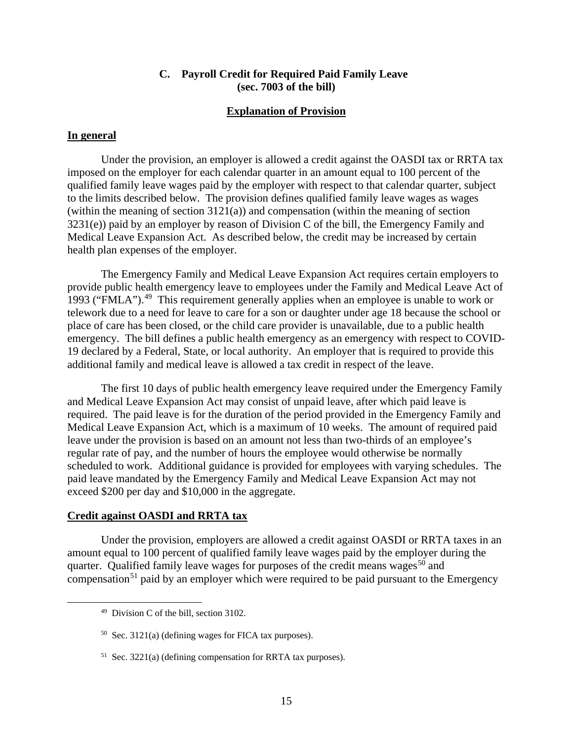### C. Payroll Credit for Required Paid Family Leave (sec. 7003 of the bill)

#### Explanation of Provision

**In general**

Under the provision, an employer is allowed a credit against the OASDI tax or RRTA tax imposed on the employer for each calendar quarter in an amount equal to 100 percent of the qualified family leave wages paid by the employer with respect to that calendar quarter, subject to the limits described below. The provision defines qualified family leave wages as wages (within the meaning of section 3121(a)) and compensation (within the meaning of section 3231(e)) paid by an employer by reason of Division C of the bill, the Emergency Family and Medical Leave Expansion Act. As described below, the credit may be increased by certain health plan expenses of the employer.

The Emergency Family and Medical Leave Expansion Act requires certain employers to provide public health emergency leave to employees under the Family and Medical Leave Act of 1993 ("FMLA").[49] This requirement generally applies when an employee is unable to work or telework due to a need for leave to care for a son or daughter under age 18 because the school or place of care has been closed, or the child care provider is unavailable, due to a public health emergency. The bill defines a public health emergency as an emergency with respect to COVID-19 declared by a Federal, State, or local authority. An employer that is required to provide this additional family and medical leave is allowed a tax credit in respect of the leave.

The first 10 days of public health emergency leave required under the Emergency Family and Medical Leave Expansion Act may consist of unpaid leave, after which paid leave is required. The paid leave is for the duration of the period provided in the Emergency Family and Medical Leave Expansion Act, which is a maximum of 10 weeks. The amount of required paid leave under the provision is based on an amount not less than two-thirds of an employee's regular rate of pay, and the number of hours the employee would otherwise be normally scheduled to work. Additional guidance is provided for employees with varying schedules. The paid leave mandated by the Emergency Family and Medical Leave Expansion Act may not exceed $200 per day and $10,000 in the aggregate.

**Credit against OASDI and RRTA tax**

Under the provision, employers are allowed a credit against OASDI or RRTA taxes in an amount equal to 100 percent of qualified family leave wages paid by the employer during the quarter. Qualified family leave wages for purposes of the credit means wages[50] and compensation[51] paid by an employer which were required to be paid pursuant to the Emergency

---

[49] Division C of the bill, section 3102.

[50] Sec. 3121(a) (defining wages for FICA tax purposes).

[51] Sec. 3221(a) (defining compensation for RRTA tax purposes).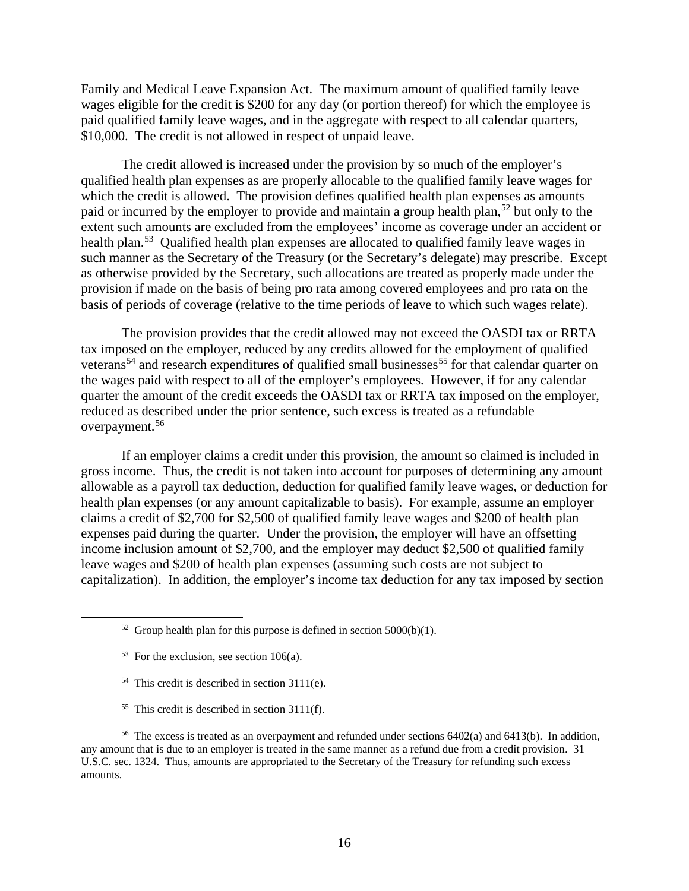Family and Medical Leave Expansion Act. The maximum amount of qualified family leave wages eligible for the credit is $200 for any day (or portion thereof) for which the employee is paid qualified family leave wages, and in the aggregate with respect to all calendar quarters, $10,000. The credit is not allowed in respect of unpaid leave.

The credit allowed is increased under the provision by so much of the employer's qualified health plan expenses as are properly allocable to the qualified family leave wages for which the credit is allowed. The provision defines qualified health plan expenses as amounts paid or incurred by the employer to provide and maintain a group health plan,[52] but only to the extent such amounts are excluded from the employees' income as coverage under an accident or health plan.[53] Qualified health plan expenses are allocated to qualified family leave wages in such manner as the Secretary of the Treasury (or the Secretary's delegate) may prescribe. Except as otherwise provided by the Secretary, such allocations are treated as properly made under the provision if made on the basis of being pro rata among covered employees and pro rata on the basis of periods of coverage (relative to the time periods of leave to which such wages relate).

The provision provides that the credit allowed may not exceed the OASDI tax or RRTA tax imposed on the employer, reduced by any credits allowed for the employment of qualified veterans[54] and research expenditures of qualified small businesses[55] for that calendar quarter on the wages paid with respect to all of the employer's employees. However, if for any calendar quarter the amount of the credit exceeds the OASDI tax or RRTA tax imposed on the employer, reduced as described under the prior sentence, such excess is treated as a refundable overpayment.[56]

If an employer claims a credit under this provision, the amount so claimed is included in gross income. Thus, the credit is not taken into account for purposes of determining any amount allowable as a payroll tax deduction, deduction for qualified family leave wages, or deduction for health plan expenses (or any amount capitalizable to basis). For example, assume an employer claims a credit of $2,700 for $2,500 of qualified family leave wages and $200 of health plan expenses paid during the quarter. Under the provision, the employer will have an offsetting income inclusion amount of $2,700, and the employer may deduct $2,500 of qualified family leave wages and $200 of health plan expenses (assuming such costs are not subject to capitalization). In addition, the employer's income tax deduction for any tax imposed by section

---

[52] Group health plan for this purpose is defined in section 5000(b)(1).

[53] For the exclusion, see section 106(a).

[54] This credit is described in section 3111(e).

[55] This credit is described in section 3111(f).

[56] The excess is treated as an overpayment and refunded under sections 6402(a) and 6413(b). In addition, any amount that is due to an employer is treated in the same manner as a refund due from a credit provision. 31 U.S.C. sec. 1324. Thus, amounts are appropriated to the Secretary of the Treasury for refunding such excess amounts.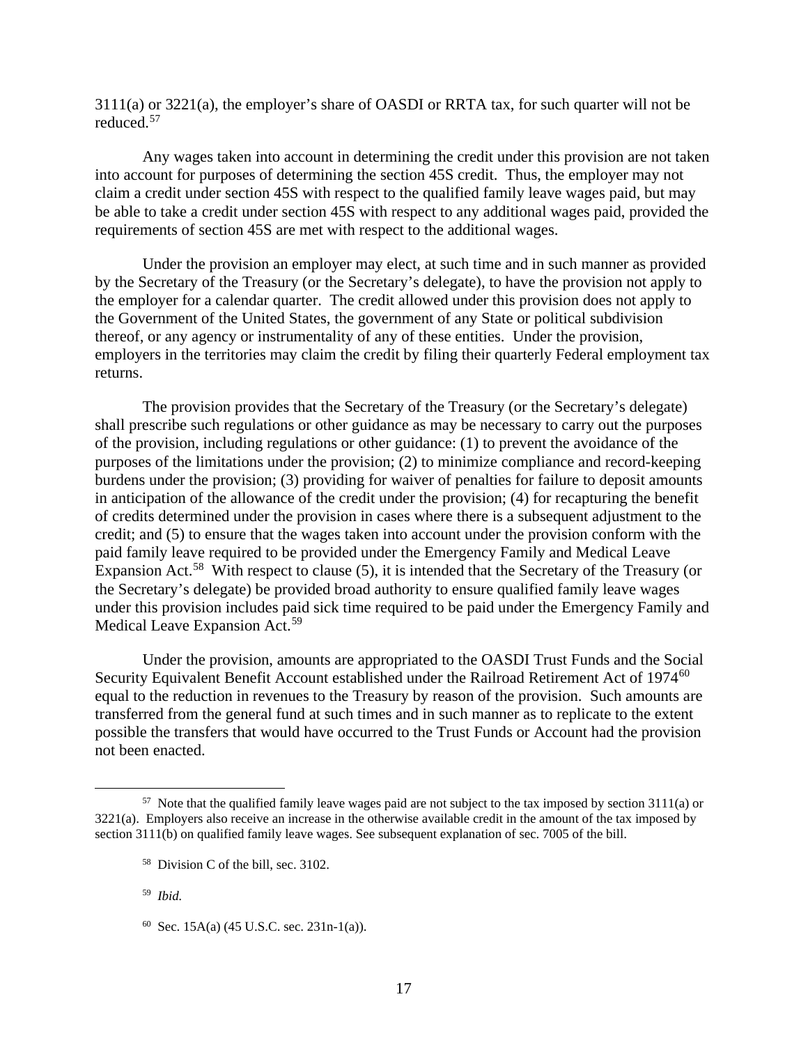3111(a) or 3221(a), the employer's share of OASDI or RRTA tax, for such quarter will not be reduced.[57]

Any wages taken into account in determining the credit under this provision are not taken into account for purposes of determining the section 45S credit. Thus, the employer may not claim a credit under section 45S with respect to the qualified family leave wages paid, but may be able to take a credit under section 45S with respect to any additional wages paid, provided the requirements of section 45S are met with respect to the additional wages.

Under the provision an employer may elect, at such time and in such manner as provided by the Secretary of the Treasury (or the Secretary's delegate), to have the provision not apply to the employer for a calendar quarter. The credit allowed under this provision does not apply to the Government of the United States, the government of any State or political subdivision thereof, or any agency or instrumentality of any of these entities. Under the provision, employers in the territories may claim the credit by filing their quarterly Federal employment tax returns.

The provision provides that the Secretary of the Treasury (or the Secretary's delegate) shall prescribe such regulations or other guidance as may be necessary to carry out the purposes of the provision, including regulations or other guidance: (1) to prevent the avoidance of the purposes of the limitations under the provision; (2) to minimize compliance and record-keeping burdens under the provision; (3) providing for waiver of penalties for failure to deposit amounts in anticipation of the allowance of the credit under the provision; (4) for recapturing the benefit of credits determined under the provision in cases where there is a subsequent adjustment to the credit; and (5) to ensure that the wages taken into account under the provision conform with the paid family leave required to be provided under the Emergency Family and Medical Leave Expansion Act.[58] With respect to clause (5), it is intended that the Secretary of the Treasury (or the Secretary's delegate) be provided broad authority to ensure qualified family leave wages under this provision includes paid sick time required to be paid under the Emergency Family and Medical Leave Expansion Act.[59]

Under the provision, amounts are appropriated to the OASDI Trust Funds and the Social Security Equivalent Benefit Account established under the Railroad Retirement Act of 1974[60] equal to the reduction in revenues to the Treasury by reason of the provision. Such amounts are transferred from the general fund at such times and in such manner as to replicate to the extent possible the transfers that would have occurred to the Trust Funds or Account had the provision not been enacted.

---

[57] Note that the qualified family leave wages paid are not subject to the tax imposed by section 3111(a) or 3221(a). Employers also receive an increase in the otherwise available credit in the amount of the tax imposed by section 3111(b) on qualified family leave wages. See subsequent explanation of sec. 7005 of the bill.

[58] Division C of the bill, sec. 3102.

[59] *Ibid.*

[60] Sec. 15A(a) (45 U.S.C. sec. 231n-1(a)).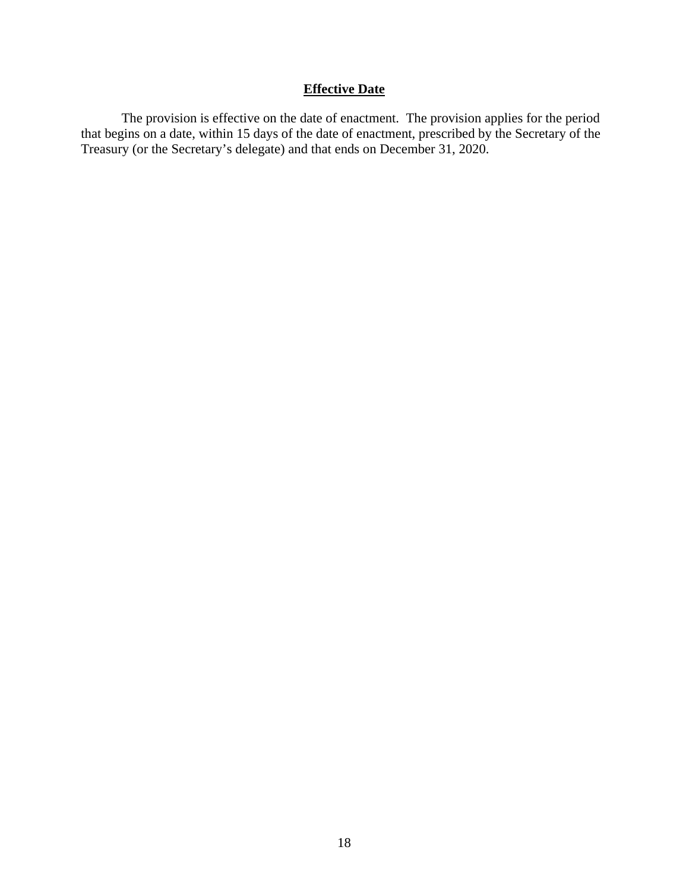**Effective Date**

The provision is effective on the date of enactment. The provision applies for the period that begins on a date, within 15 days of the date of enactment, prescribed by the Secretary of the Treasury (or the Secretary's delegate) and that ends on December 31, 2020.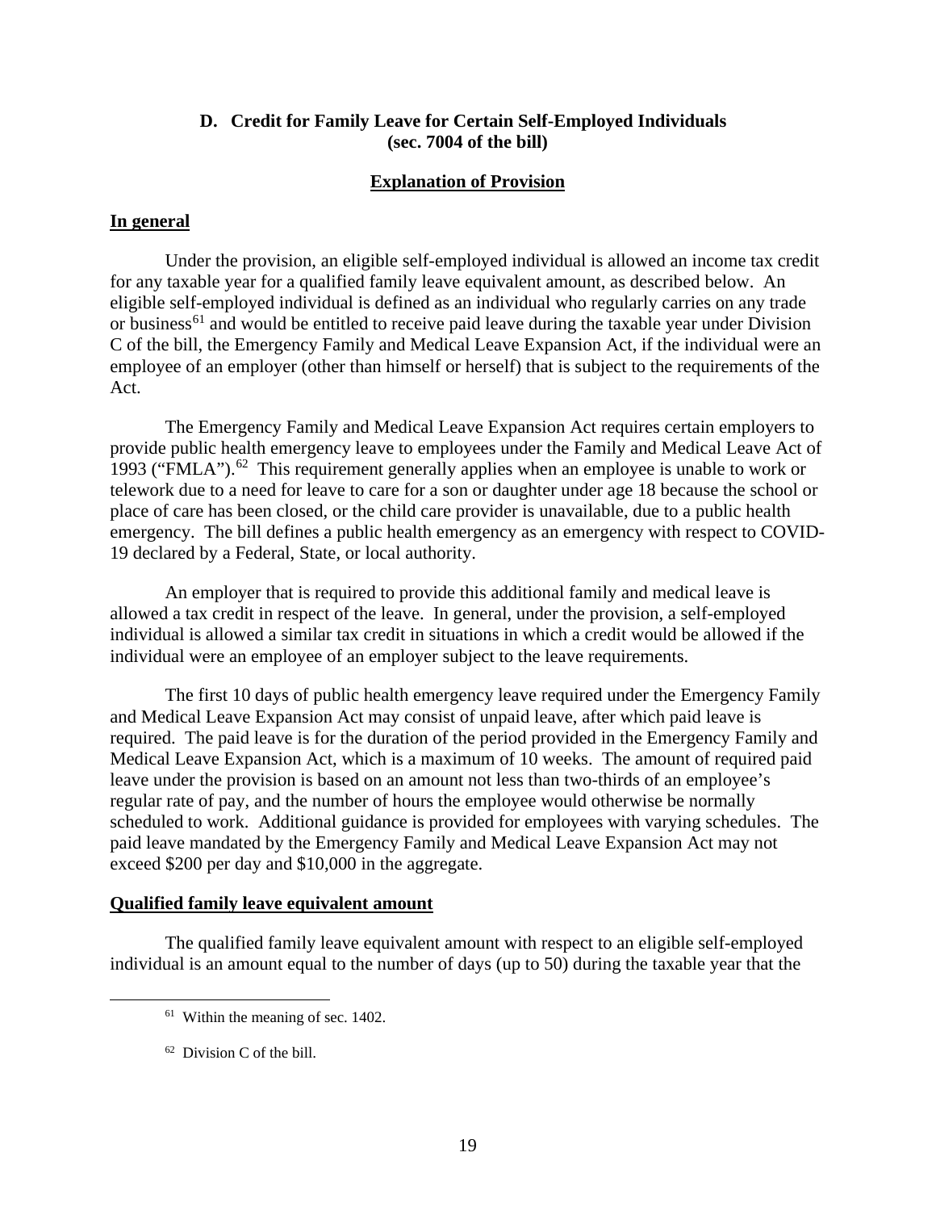### D. Credit for Family Leave for Certain Self-Employed Individuals (sec. 7004 of the bill)

#### Explanation of Provision

**In general**

Under the provision, an eligible self-employed individual is allowed an income tax credit for any taxable year for a qualified family leave equivalent amount, as described below. An eligible self-employed individual is defined as an individual who regularly carries on any trade or business[61] and would be entitled to receive paid leave during the taxable year under Division C of the bill, the Emergency Family and Medical Leave Expansion Act, if the individual were an employee of an employer (other than himself or herself) that is subject to the requirements of the Act.

The Emergency Family and Medical Leave Expansion Act requires certain employers to provide public health emergency leave to employees under the Family and Medical Leave Act of 1993 ("FMLA").[62] This requirement generally applies when an employee is unable to work or telework due to a need for leave to care for a son or daughter under age 18 because the school or place of care has been closed, or the child care provider is unavailable, due to a public health emergency. The bill defines a public health emergency as an emergency with respect to COVID-19 declared by a Federal, State, or local authority.

An employer that is required to provide this additional family and medical leave is allowed a tax credit in respect of the leave. In general, under the provision, a self-employed individual is allowed a similar tax credit in situations in which a credit would be allowed if the individual were an employee of an employer subject to the leave requirements.

The first 10 days of public health emergency leave required under the Emergency Family and Medical Leave Expansion Act may consist of unpaid leave, after which paid leave is required. The paid leave is for the duration of the period provided in the Emergency Family and Medical Leave Expansion Act, which is a maximum of 10 weeks. The amount of required paid leave under the provision is based on an amount not less than two-thirds of an employee's regular rate of pay, and the number of hours the employee would otherwise be normally scheduled to work. Additional guidance is provided for employees with varying schedules. The paid leave mandated by the Emergency Family and Medical Leave Expansion Act may not exceed $200 per day and $10,000 in the aggregate.

**Qualified family leave equivalent amount**

The qualified family leave equivalent amount with respect to an eligible self-employed individual is an amount equal to the number of days (up to 50) during the taxable year that the

---

[61] Within the meaning of sec. 1402.

[62] Division C of the bill.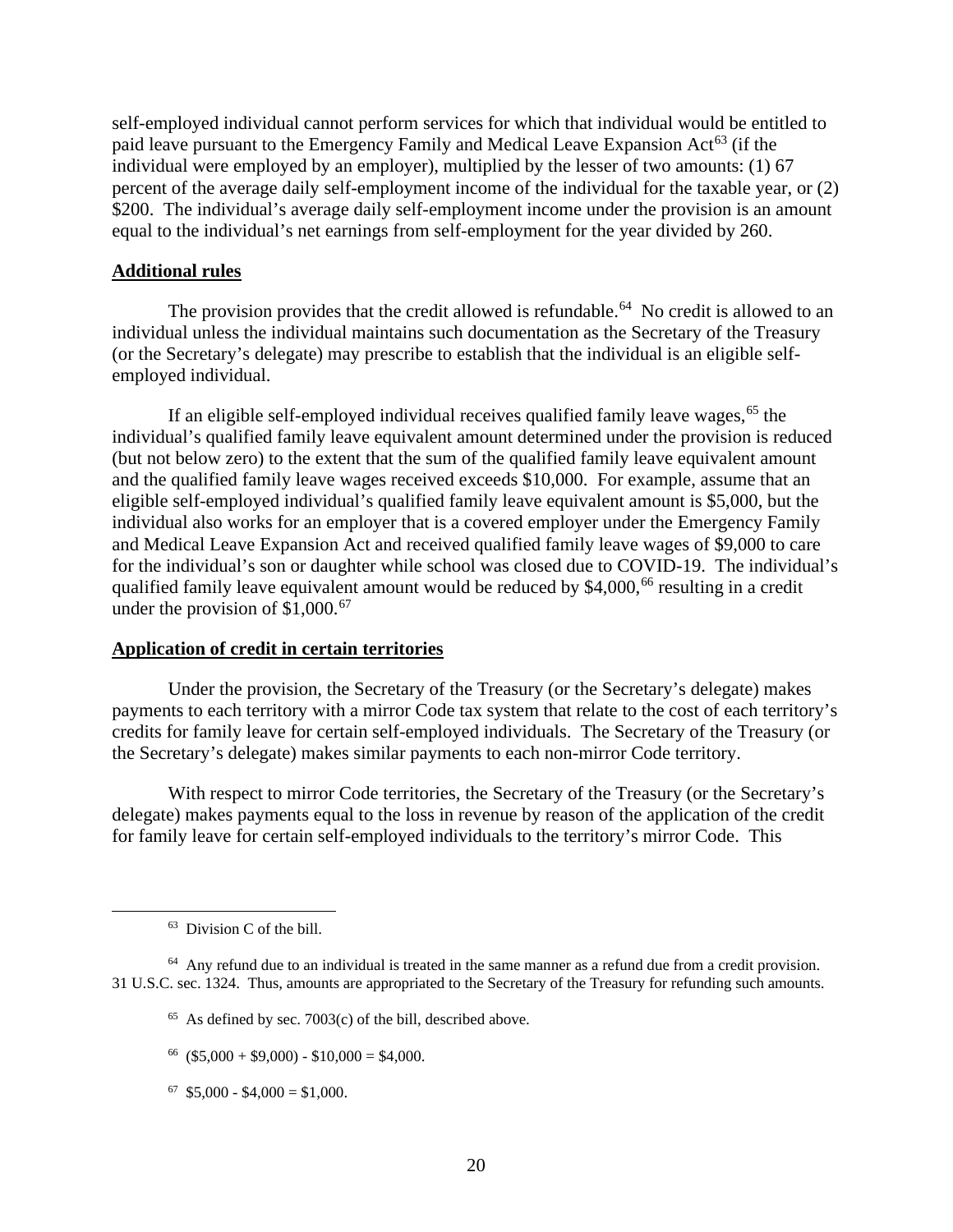self-employed individual cannot perform services for which that individual would be entitled to paid leave pursuant to the Emergency Family and Medical Leave Expansion Act[63] (if the individual were employed by an employer), multiplied by the lesser of two amounts: (1) 67 percent of the average daily self-employment income of the individual for the taxable year, or (2) $200. The individual's average daily self-employment income under the provision is an amount equal to the individual's net earnings from self-employment for the year divided by 260.

**Additional rules**

The provision provides that the credit allowed is refundable.[64] No credit is allowed to an individual unless the individual maintains such documentation as the Secretary of the Treasury (or the Secretary's delegate) may prescribe to establish that the individual is an eligible self-employed individual.

If an eligible self-employed individual receives qualified family leave wages,[65] the individual's qualified family leave equivalent amount determined under the provision is reduced (but not below zero) to the extent that the sum of the qualified family leave equivalent amount and the qualified family leave wages received exceeds $10,000. For example, assume that an eligible self-employed individual's qualified family leave equivalent amount is $5,000, but the individual also works for an employer that is a covered employer under the Emergency Family and Medical Leave Expansion Act and received qualified family leave wages of $9,000 to care for the individual's son or daughter while school was closed due to COVID-19. The individual's qualified family leave equivalent amount would be reduced by $4,000,[66] resulting in a credit under the provision of $1,000.[67]

**Application of credit in certain territories**

Under the provision, the Secretary of the Treasury (or the Secretary's delegate) makes payments to each territory with a mirror Code tax system that relate to the cost of each territory's credits for family leave for certain self-employed individuals. The Secretary of the Treasury (or the Secretary's delegate) makes similar payments to each non-mirror Code territory.

With respect to mirror Code territories, the Secretary of the Treasury (or the Secretary's delegate) makes payments equal to the loss in revenue by reason of the application of the credit for family leave for certain self-employed individuals to the territory's mirror Code. This

---

[63] Division C of the bill.

[64] Any refund due to an individual is treated in the same manner as a refund due from a credit provision. 31 U.S.C. sec. 1324. Thus, amounts are appropriated to the Secretary of the Treasury for refunding such amounts.

[65] As defined by sec. 7003(c) of the bill, described above.

[66] ($5,000 + $9,000) - $10,000 = $4,000.

[67] $5,000 - $4,000 = $1,000.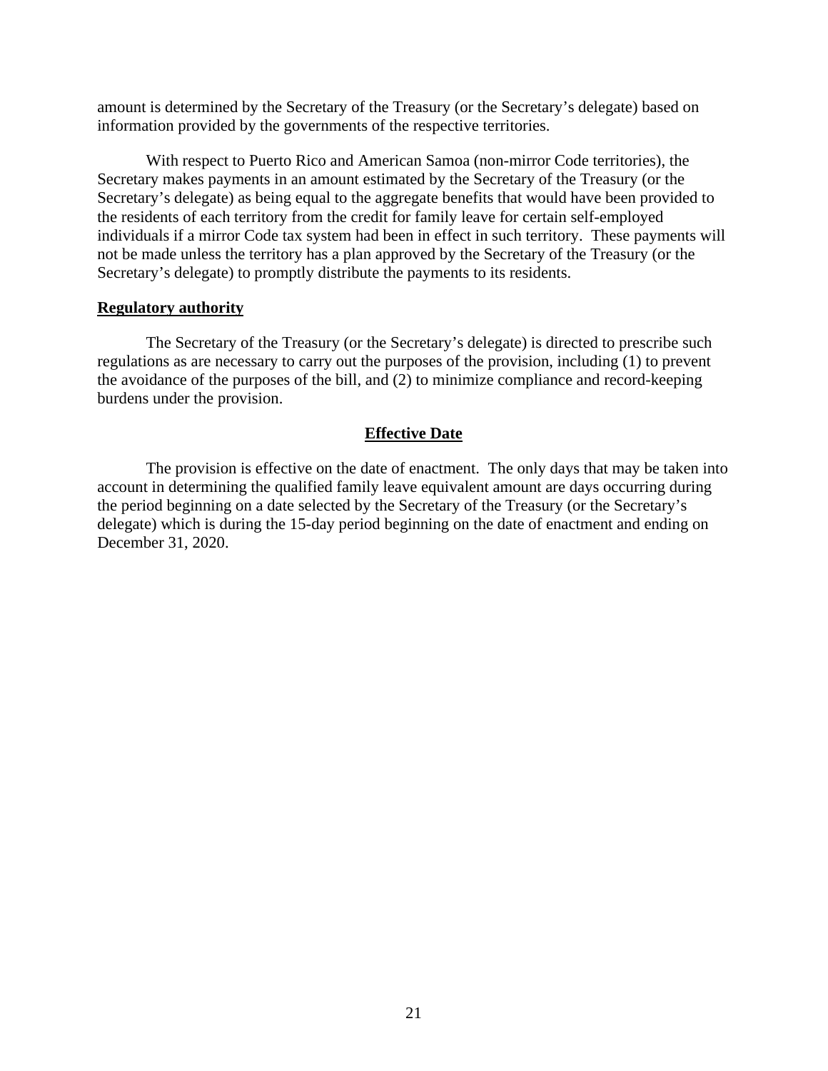amount is determined by the Secretary of the Treasury (or the Secretary's delegate) based on information provided by the governments of the respective territories.

With respect to Puerto Rico and American Samoa (non-mirror Code territories), the Secretary makes payments in an amount estimated by the Secretary of the Treasury (or the Secretary's delegate) as being equal to the aggregate benefits that would have been provided to the residents of each territory from the credit for family leave for certain self-employed individuals if a mirror Code tax system had been in effect in such territory. These payments will not be made unless the territory has a plan approved by the Secretary of the Treasury (or the Secretary's delegate) to promptly distribute the payments to its residents.

**Regulatory authority**

The Secretary of the Treasury (or the Secretary's delegate) is directed to prescribe such regulations as are necessary to carry out the purposes of the provision, including (1) to prevent the avoidance of the purposes of the bill, and (2) to minimize compliance and record-keeping burdens under the provision.

## Effective Date

The provision is effective on the date of enactment. The only days that may be taken into account in determining the qualified family leave equivalent amount are days occurring during the period beginning on a date selected by the Secretary of the Treasury (or the Secretary's delegate) which is during the 15-day period beginning on the date of enactment and ending on December 31, 2020.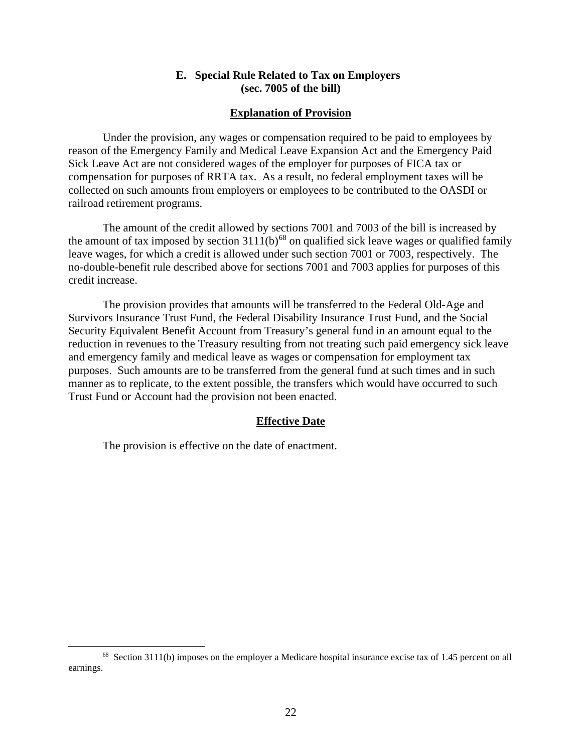### E. Special Rule Related to Tax on Employers (sec. 7005 of the bill)

#### Explanation of Provision

Under the provision, any wages or compensation required to be paid to employees by reason of the Emergency Family and Medical Leave Expansion Act and the Emergency Paid Sick Leave Act are not considered wages of the employer for purposes of FICA tax or compensation for purposes of RRTA tax. As a result, no federal employment taxes will be collected on such amounts from employers or employees to be contributed to the OASDI or railroad retirement programs.

The amount of the credit allowed by sections 7001 and 7003 of the bill is increased by the amount of tax imposed by section 3111(b)[68] on qualified sick leave wages or qualified family leave wages, for which a credit is allowed under such section 7001 or 7003, respectively. The no-double-benefit rule described above for sections 7001 and 7003 applies for purposes of this credit increase.

The provision provides that amounts will be transferred to the Federal Old-Age and Survivors Insurance Trust Fund, the Federal Disability Insurance Trust Fund, and the Social Security Equivalent Benefit Account from Treasury's general fund in an amount equal to the reduction in revenues to the Treasury resulting from not treating such paid emergency sick leave and emergency family and medical leave as wages or compensation for employment tax purposes. Such amounts are to be transferred from the general fund at such times and in such manner as to replicate, to the extent possible, the transfers which would have occurred to such Trust Fund or Account had the provision not been enacted.

#### Effective Date

The provision is effective on the date of enactment.

---

[68] Section 3111(b) imposes on the employer a Medicare hospital insurance excise tax of 1.45 percent on all earnings.